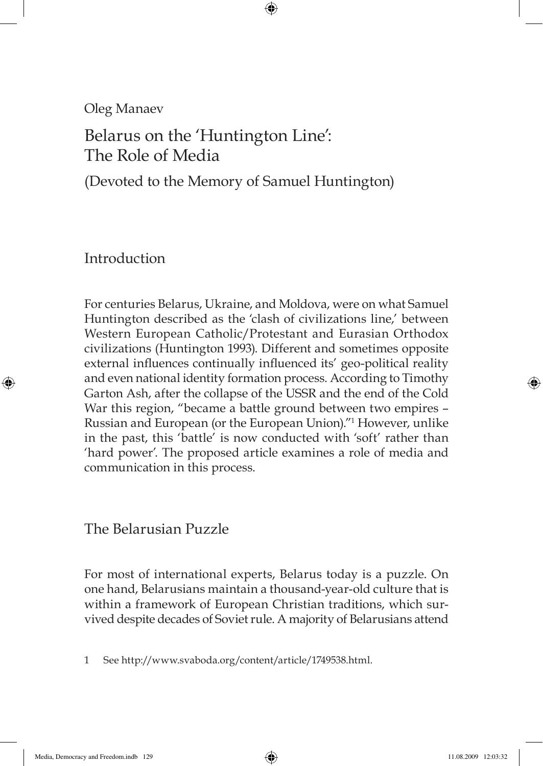Oleg Manaev

# Belarus on the 'Huntington Line': The Role of Media

(Devoted to the Memory of Samuel Huntington)

## Introduction

For centuries Belarus, Ukraine, and Moldova, were on what Samuel Huntington described as the 'clash of civilizations line,' between Western European Catholic/Protestant and Eurasian Orthodox civilizations (Huntington 1993). Different and sometimes opposite external influences continually influenced its' geo-political reality and even national identity formation process. According to Timothy Garton Ash, after the collapse of the USSR and the end of the Cold War this region, "became a battle ground between two empires – Russian and European (or the European Union)."[1] However, unlike in the past, this 'battle' is now conducted with 'soft' rather than 'hard power'. The proposed article examines a role of media and communication in this process.

## The Belarusian Puzzle

For most of international experts, Belarus today is a puzzle. On one hand, Belarusians maintain a thousand-year-old culture that is within a framework of European Christian traditions, which survived despite decades of Soviet rule. A majority of Belarusians attend

1 See http://www.svaboda.org/content/article/1749538.html.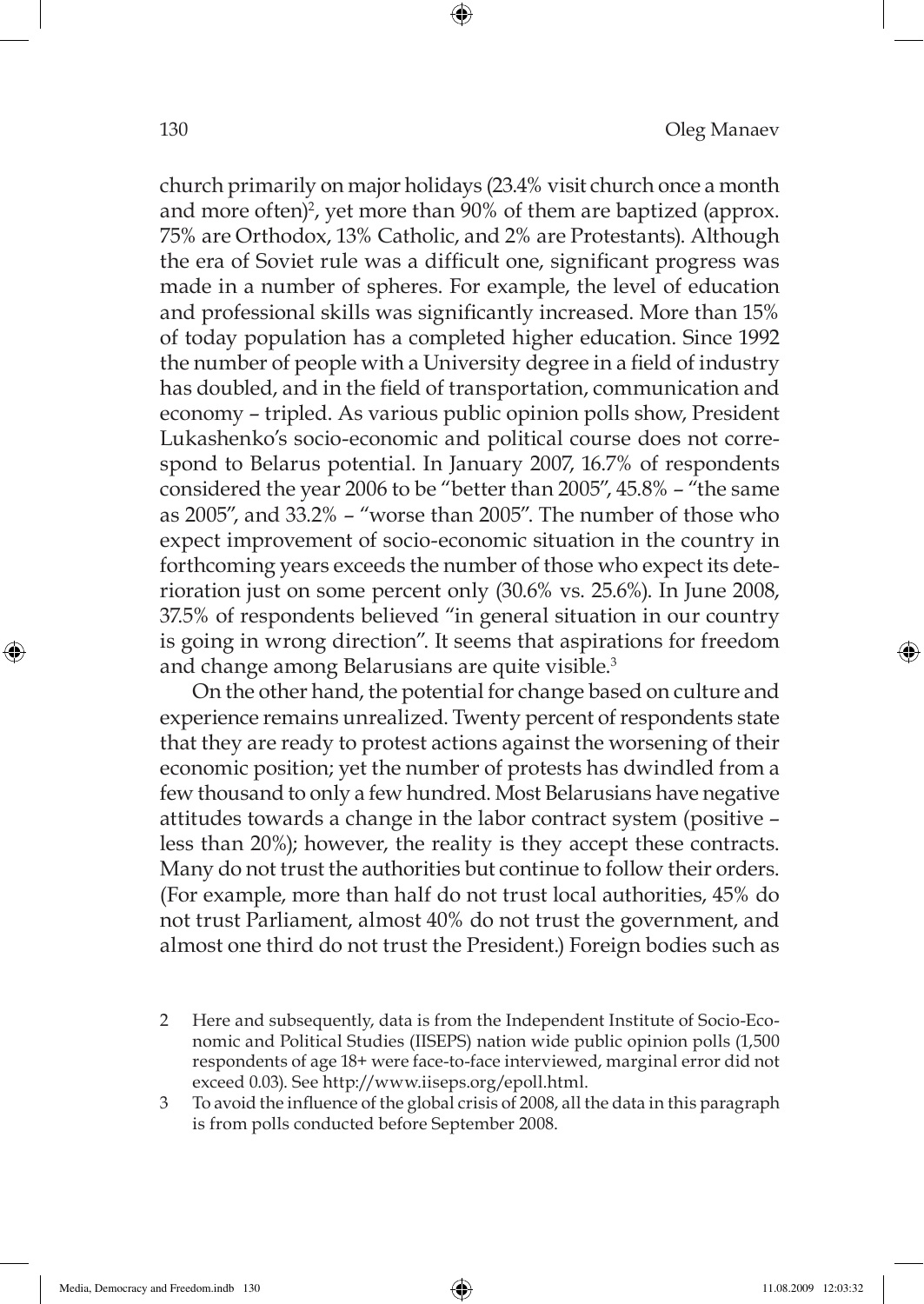church primarily on major holidays (23.4% visit church once a month and more often)[2], yet more than 90% of them are baptized (approx. 75% are Orthodox, 13% Catholic, and 2% are Protestants). Although the era of Soviet rule was a difficult one, significant progress was made in a number of spheres. For example, the level of education and professional skills was significantly increased. More than 15% of today population has a completed higher education. Since 1992 the number of people with a University degree in a field of industry has doubled, and in the field of transportation, communication and economy – tripled. As various public opinion polls show, President Lukashenko's socio-economic and political course does not correspond to Belarus potential. In January 2007, 16.7% of respondents considered the year 2006 to be "better than 2005", 45.8% – "the same as 2005", and 33.2% – "worse than 2005". The number of those who expect improvement of socio-economic situation in the country in forthcoming years exceeds the number of those who expect its deterioration just on some percent only (30.6% vs. 25.6%). In June 2008, 37.5% of respondents believed "in general situation in our country is going in wrong direction". It seems that aspirations for freedom and change among Belarusians are quite visible.[3]

On the other hand, the potential for change based on culture and experience remains unrealized. Twenty percent of respondents state that they are ready to protest actions against the worsening of their economic position; yet the number of protests has dwindled from a few thousand to only a few hundred. Most Belarusians have negative attitudes towards a change in the labor contract system (positive – less than 20%); however, the reality is they accept these contracts. Many do not trust the authorities but continue to follow their orders. (For example, more than half do not trust local authorities, 45% do not trust Parliament, almost 40% do not trust the government, and almost one third do not trust the President.) Foreign bodies such as

2 Here and subsequently, data is from the Independent Institute of Socio-Economic and Political Studies (IISEPS) nation wide public opinion polls (1,500 respondents of age 18+ were face-to-face interviewed, marginal error did not exceed 0.03). See http://www.iiseps.org/epoll.html.

3 To avoid the influence of the global crisis of 2008, all the data in this paragraph is from polls conducted before September 2008.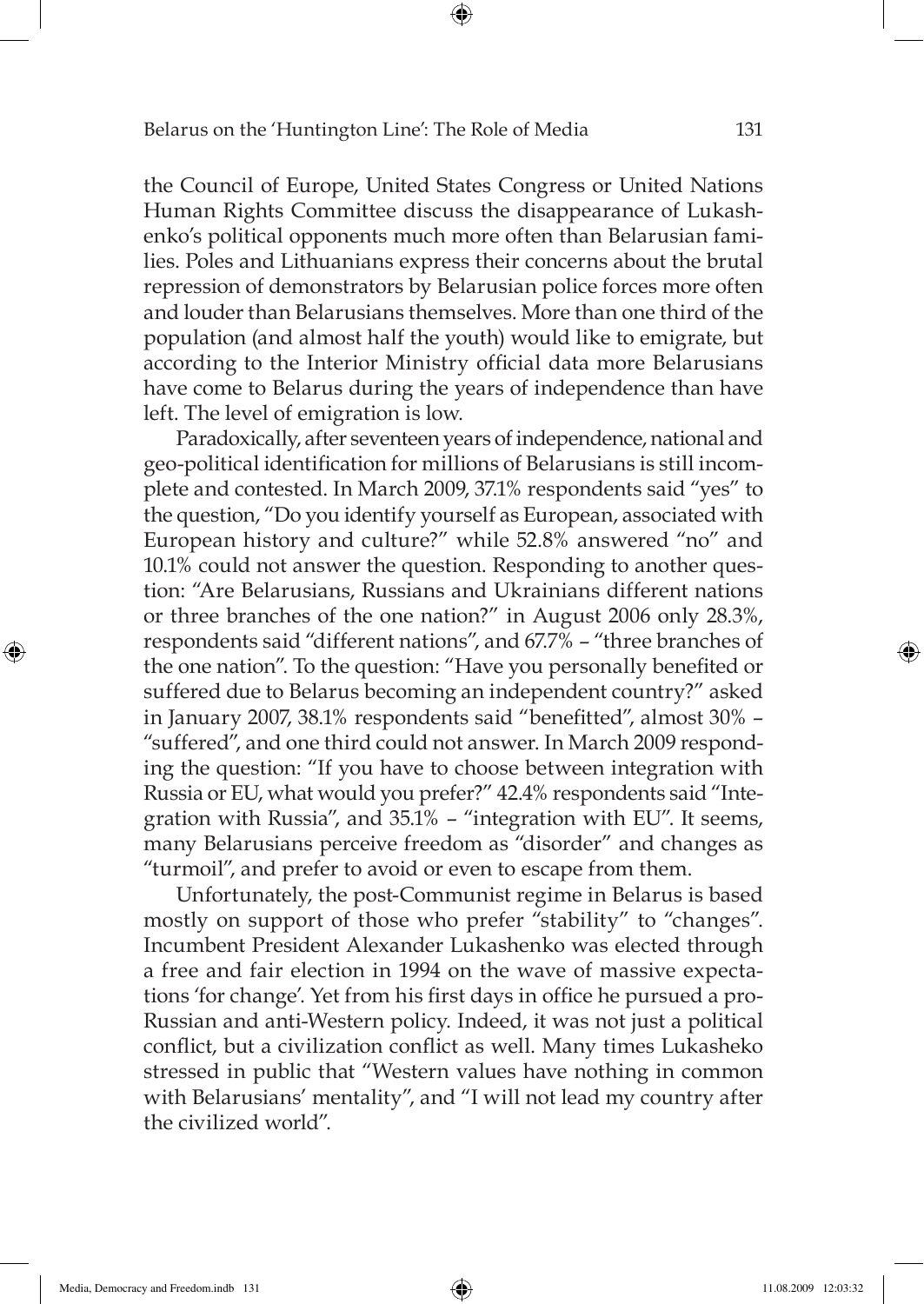the Council of Europe, United States Congress or United Nations Human Rights Committee discuss the disappearance of Lukashenko's political opponents much more often than Belarusian families. Poles and Lithuanians express their concerns about the brutal repression of demonstrators by Belarusian police forces more often and louder than Belarusians themselves. More than one third of the population (and almost half the youth) would like to emigrate, but according to the Interior Ministry official data more Belarusians have come to Belarus during the years of independence than have left. The level of emigration is low.

Paradoxically, after seventeen years of independence, national and geo-political identification for millions of Belarusians is still incomplete and contested. In March 2009, 37.1% respondents said "yes" to the question, "Do you identify yourself as European, associated with European history and culture?" while 52.8% answered "no" and 10.1% could not answer the question. Responding to another question: "Are Belarusians, Russians and Ukrainians different nations or three branches of the one nation?" in August 2006 only 28.3%, respondents said "different nations", and 67.7% – "three branches of the one nation". To the question: "Have you personally benefited or suffered due to Belarus becoming an independent country?" asked in January 2007, 38.1% respondents said "benefitted", almost 30% – "suffered", and one third could not answer. In March 2009 responding the question: "If you have to choose between integration with Russia or EU, what would you prefer?" 42.4% respondents said "Integration with Russia", and 35.1% – "integration with EU". It seems, many Belarusians perceive freedom as "disorder" and changes as "turmoil", and prefer to avoid or even to escape from them.

Unfortunately, the post-Communist regime in Belarus is based mostly on support of those who prefer "stability" to "changes". Incumbent President Alexander Lukashenko was elected through a free and fair election in 1994 on the wave of massive expectations 'for change'. Yet from his first days in office he pursued a pro-Russian and anti-Western policy. Indeed, it was not just a political conflict, but a civilization conflict as well. Many times Lukasheko stressed in public that "Western values have nothing in common with Belarusians' mentality", and "I will not lead my country after the civilized world".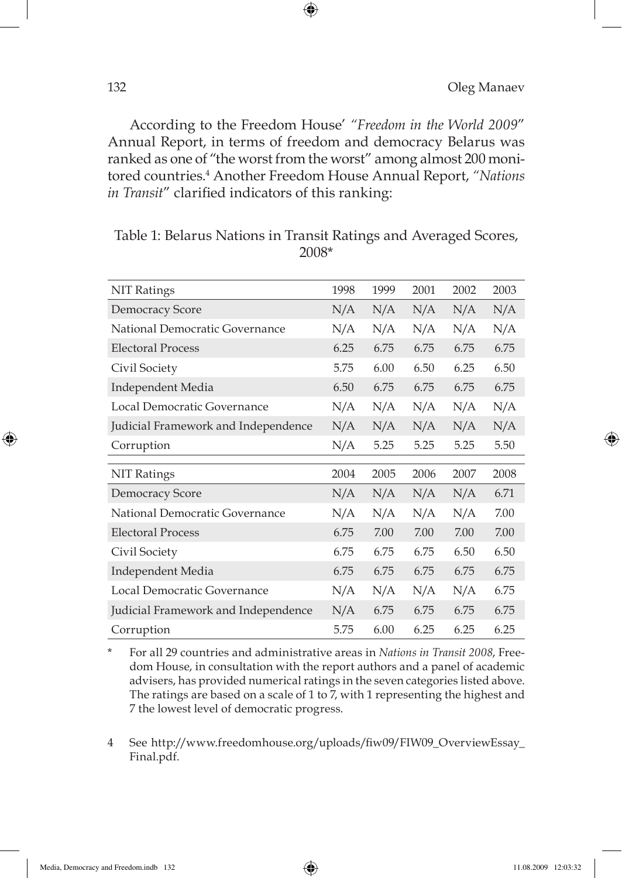According to the Freedom House' *"Freedom in the World 2009"* Annual Report, in terms of freedom and democracy Belarus was ranked as one of "the worst from the worst" among almost 200 monitored countries.[4] Another Freedom House Annual Report, "*Nations in Transit*" clarified indicators of this ranking:

Table 1: Belarus Nations in Transit Ratings and Averaged Scores, 2008*

| NIT Ratings | 1998 | 1999 | 2001 | 2002 | 2003 |
|---|---|---|---|---|---|
| Democracy Score | N/A | N/A | N/A | N/A | N/A |
| National Democratic Governance | N/A | N/A | N/A | N/A | N/A |
| Electoral Process | 6.25 | 6.75 | 6.75 | 6.75 | 6.75 |
| Civil Society | 5.75 | 6.00 | 6.50 | 6.25 | 6.50 |
| Independent Media | 6.50 | 6.75 | 6.75 | 6.75 | 6.75 |
| Local Democratic Governance | N/A | N/A | N/A | N/A | N/A |
| Judicial Framework and Independence | N/A | N/A | N/A | N/A | N/A |
| Corruption | N/A | 5.25 | 5.25 | 5.25 | 5.50 |
| **NIT Ratings** | **2004** | **2005** | **2006** | **2007** | **2008** |
| Democracy Score | N/A | N/A | N/A | N/A | 6.71 |
| National Democratic Governance | N/A | N/A | N/A | N/A | 7.00 |
| Electoral Process | 6.75 | 7.00 | 7.00 | 7.00 | 7.00 |
| Civil Society | 6.75 | 6.75 | 6.75 | 6.50 | 6.50 |
| Independent Media | 6.75 | 6.75 | 6.75 | 6.75 | 6.75 |
| Local Democratic Governance | N/A | N/A | N/A | N/A | 6.75 |
| Judicial Framework and Independence | N/A | 6.75 | 6.75 | 6.75 | 6.75 |
| Corruption | 5.75 | 6.00 | 6.25 | 6.25 | 6.25 |

\* For all 29 countries and administrative areas in *Nations in Transit 2008*, Freedom House, in consultation with the report authors and a panel of academic advisers, has provided numerical ratings in the seven categories listed above. The ratings are based on a scale of 1 to 7, with 1 representing the highest and 7 the lowest level of democratic progress.

4 See http://www.freedomhouse.org/uploads/fiw09/FIW09_OverviewEssay_Final.pdf.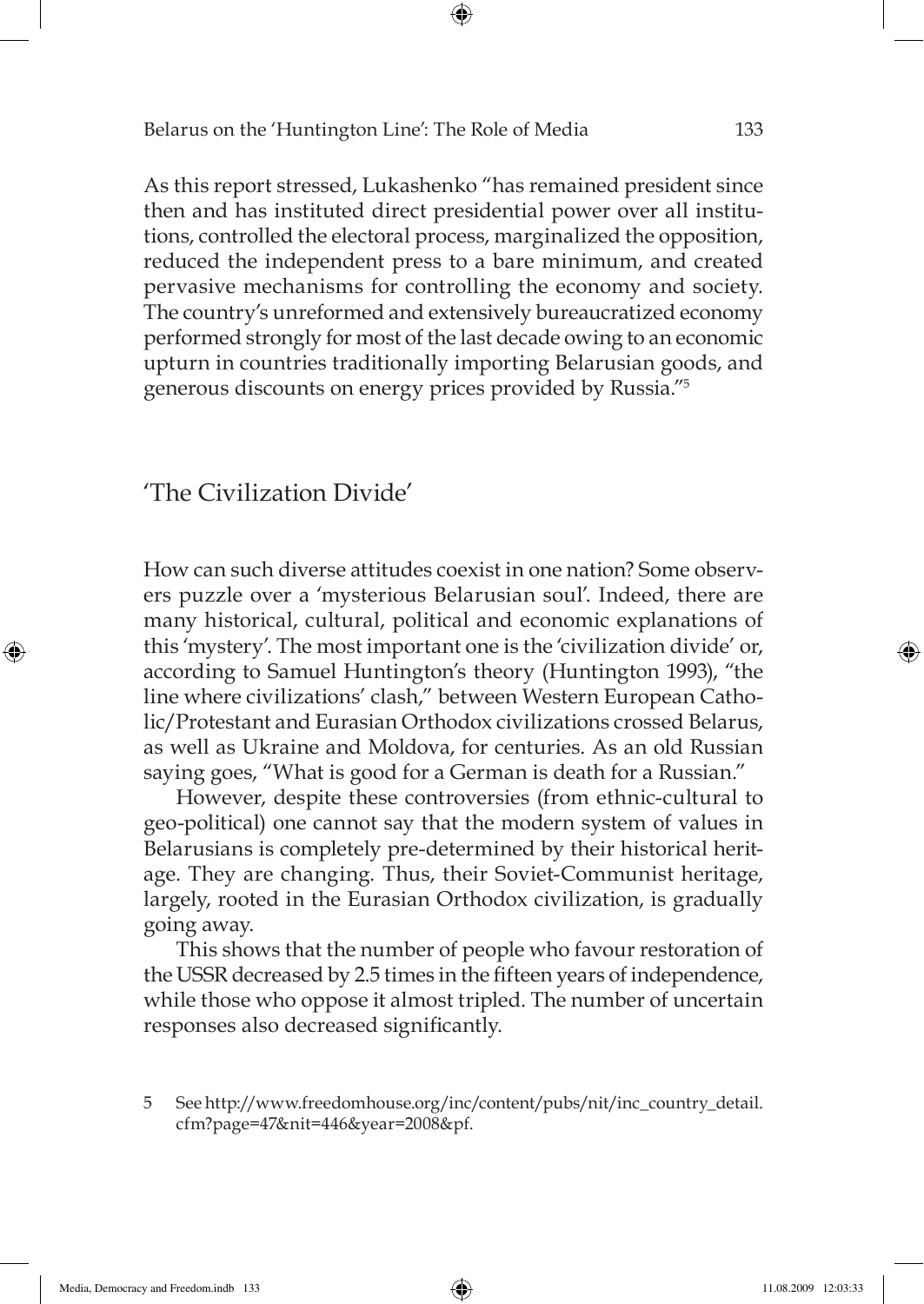As this report stressed, Lukashenko "has remained president since then and has instituted direct presidential power over all institutions, controlled the electoral process, marginalized the opposition, reduced the independent press to a bare minimum, and created pervasive mechanisms for controlling the economy and society. The country's unreformed and extensively bureaucratized economy performed strongly for most of the last decade owing to an economic upturn in countries traditionally importing Belarusian goods, and generous discounts on energy prices provided by Russia."[5]

## 'The Civilization Divide'

How can such diverse attitudes coexist in one nation? Some observers puzzle over a 'mysterious Belarusian soul'. Indeed, there are many historical, cultural, political and economic explanations of this 'mystery'. The most important one is the 'civilization divide' or, according to Samuel Huntington's theory (Huntington 1993), "the line where civilizations' clash," between Western European Catholic/Protestant and Eurasian Orthodox civilizations crossed Belarus, as well as Ukraine and Moldova, for centuries. As an old Russian saying goes, "What is good for a German is death for a Russian."

However, despite these controversies (from ethnic-cultural to geo-political) one cannot say that the modern system of values in Belarusians is completely pre-determined by their historical heritage. They are changing. Thus, their Soviet-Communist heritage, largely, rooted in the Eurasian Orthodox civilization, is gradually going away.

This shows that the number of people who favour restoration of the USSR decreased by 2.5 times in the fifteen years of independence, while those who oppose it almost tripled. The number of uncertain responses also decreased significantly.

5 See http://www.freedomhouse.org/inc/content/pubs/nit/inc_country_detail.cfm?page=47&nit=446&year=2008&pf.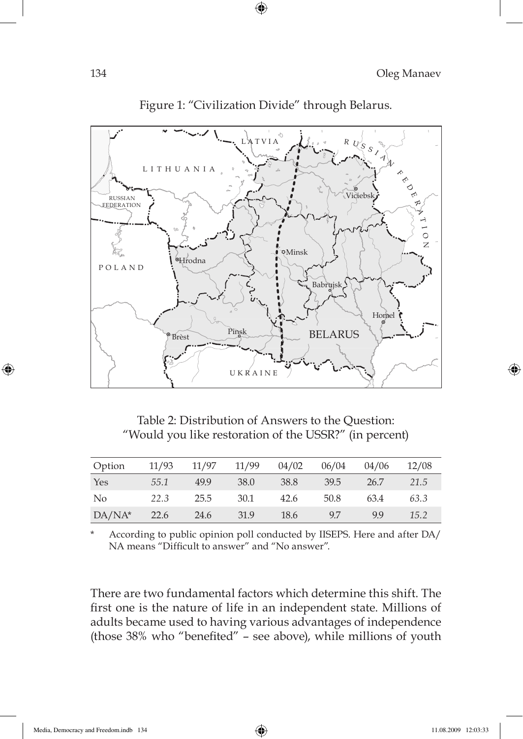Figure 1: "Civilization Divide" through Belarus.

Table 2: Distribution of Answers to the Question: "Would you like restoration of the USSR?" (in percent)

| Option | 11/93 | 11/97 | 11/99 | 04/02 | 06/04 | 04/06 | 12/08 |
|---|---|---|---|---|---|---|---|
| Yes | *55.1* | 49.9 | 38.0 | 38.8 | 39.5 | 26.7 | *21.5* |
| No | *22.3* | 25.5 | 30.1 | 42.6 | 50.8 | 63.4 | *63.3* |
| DA/NA* | 22.6 | 24.6 | 31.9 | 18.6 | 9.7 | 9.9 | *15.2* |

\* According to public opinion poll conducted by IISEPS. Here and after DA/NA means "Difficult to answer" and "No answer".

There are two fundamental factors which determine this shift. The first one is the nature of life in an independent state. Millions of adults became used to having various advantages of independence (those 38% who "benefited" – see above), while millions of youth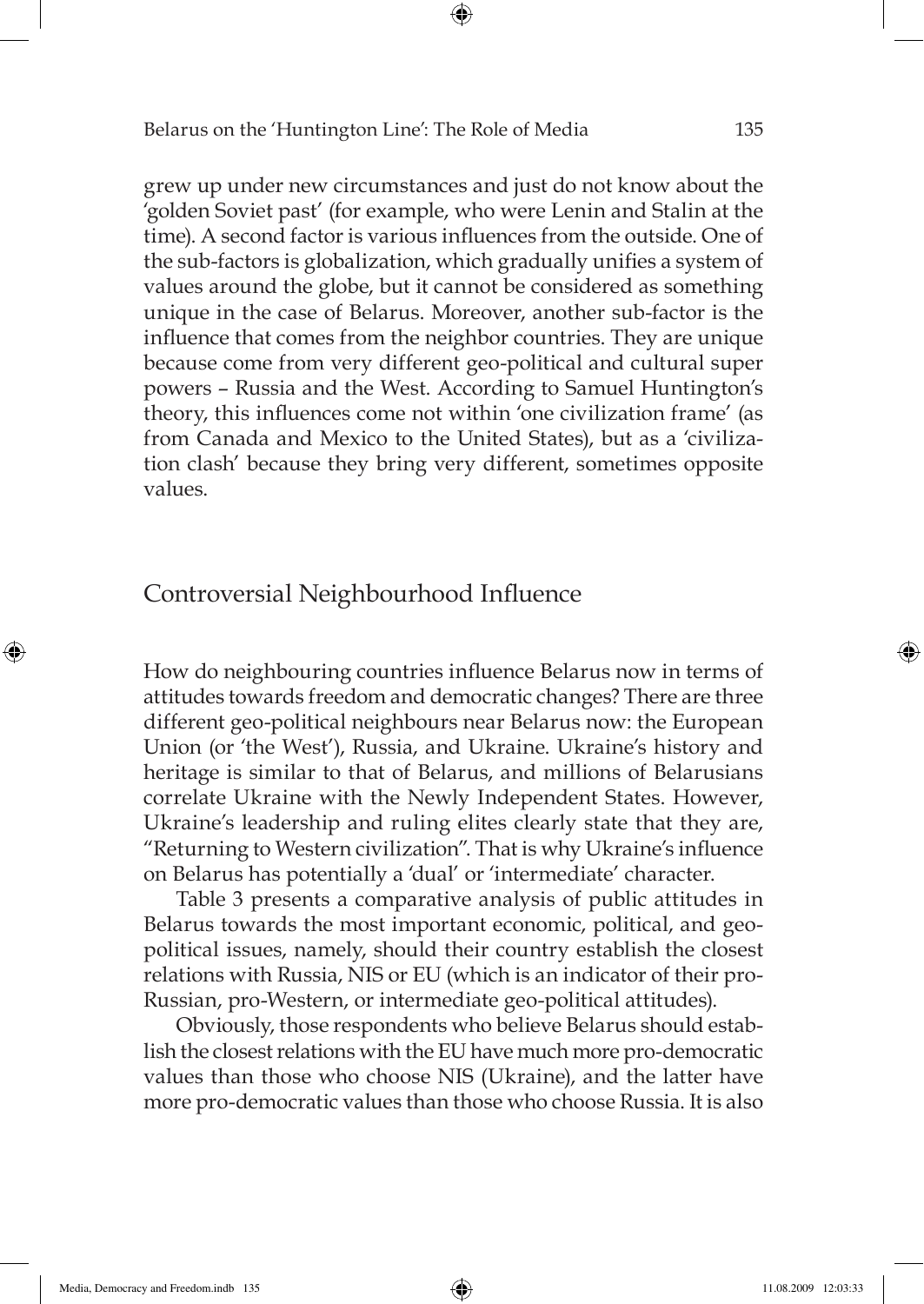grew up under new circumstances and just do not know about the 'golden Soviet past' (for example, who were Lenin and Stalin at the time). A second factor is various influences from the outside. One of the sub-factors is globalization, which gradually unifies a system of values around the globe, but it cannot be considered as something unique in the case of Belarus. Moreover, another sub-factor is the influence that comes from the neighbor countries. They are unique because come from very different geo-political and cultural super powers – Russia and the West. According to Samuel Huntington's theory, this influences come not within 'one civilization frame' (as from Canada and Mexico to the United States), but as a 'civilization clash' because they bring very different, sometimes opposite values.

## Controversial Neighbourhood Influence

How do neighbouring countries influence Belarus now in terms of attitudes towards freedom and democratic changes? There are three different geo-political neighbours near Belarus now: the European Union (or 'the West'), Russia, and Ukraine. Ukraine's history and heritage is similar to that of Belarus, and millions of Belarusians correlate Ukraine with the Newly Independent States. However, Ukraine's leadership and ruling elites clearly state that they are, "Returning to Western civilization". That is why Ukraine's influence on Belarus has potentially a 'dual' or 'intermediate' character.

Table 3 presents a comparative analysis of public attitudes in Belarus towards the most important economic, political, and geo-political issues, namely, should their country establish the closest relations with Russia, NIS or EU (which is an indicator of their pro-Russian, pro-Western, or intermediate geo-political attitudes).

Obviously, those respondents who believe Belarus should establish the closest relations with the EU have much more pro-democratic values than those who choose NIS (Ukraine), and the latter have more pro-democratic values than those who choose Russia. It is also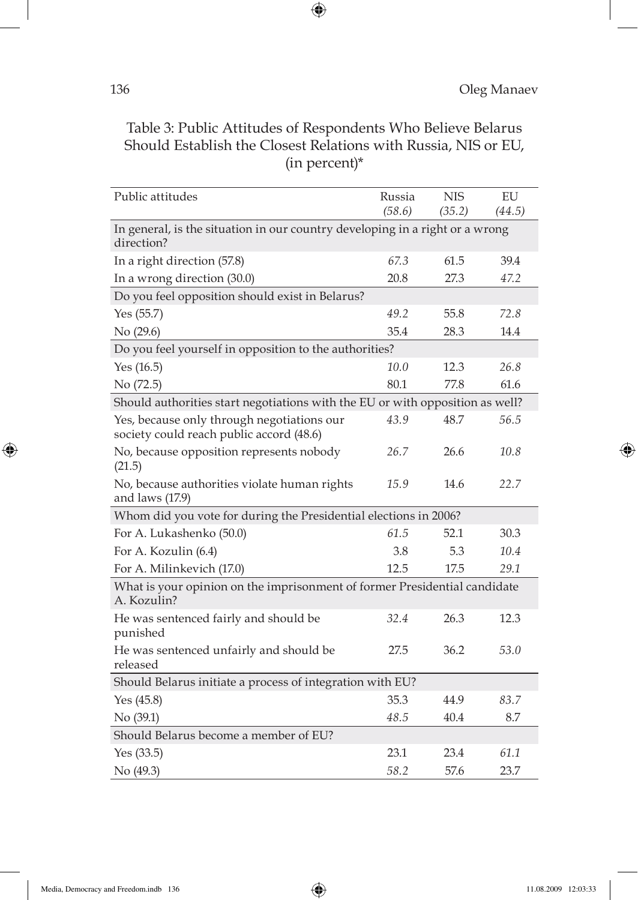Table 3: Public Attitudes of Respondents Who Believe Belarus Should Establish the Closest Relations with Russia, NIS or EU, (in percent)*

| Public attitudes | Russia *(58.6)* | NIS *(35.2)* | EU *(44.5)* |
|---|---|---|---|
| **In general, is the situation in our country developing in a right or a wrong direction?** | | | |
| In a right direction (57.8) | *67.3* | 61.5 | 39.4 |
| In a wrong direction (30.0) | 20.8 | 27.3 | *47.2* |
| **Do you feel opposition should exist in Belarus?** | | | |
| Yes (55.7) | *49.2* | 55.8 | *72.8* |
| No (29.6) | 35.4 | 28.3 | 14.4 |
| **Do you feel yourself in opposition to the authorities?** | | | |
| Yes (16.5) | *10.0* | 12.3 | *26.8* |
| No (72.5) | 80.1 | 77.8 | 61.6 |
| **Should authorities start negotiations with the EU or with opposition as well?** | | | |
| Yes, because only through negotiations our society could reach public accord (48.6) | *43.9* | 48.7 | *56.5* |
| No, because opposition represents nobody (21.5) | *26.7* | 26.6 | *10.8* |
| No, because authorities violate human rights and laws (17.9) | *15.9* | 14.6 | *22.7* |
| **Whom did you vote for during the Presidential elections in 2006?** | | | |
| For A. Lukashenko (50.0) | *61.5* | 52.1 | 30.3 |
| For A. Kozulin (6.4) | 3.8 | 5.3 | *10.4* |
| For A. Milinkevich (17.0) | 12.5 | 17.5 | *29.1* |
| **What is your opinion on the imprisonment of former Presidential candidate A. Kozulin?** | | | |
| He was sentenced fairly and should be punished | *32.4* | 26.3 | 12.3 |
| He was sentenced unfairly and should be released | 27.5 | 36.2 | *53.0* |
| **Should Belarus initiate a process of integration with EU?** | | | |
| Yes (45.8) | 35.3 | 44.9 | *83.7* |
| No (39.1) | *48.5* | 40.4 | 8.7 |
| **Should Belarus become a member of EU?** | | | |
| Yes (33.5) | 23.1 | 23.4 | *61.1* |
| No (49.3) | *58.2* | 57.6 | 23.7 |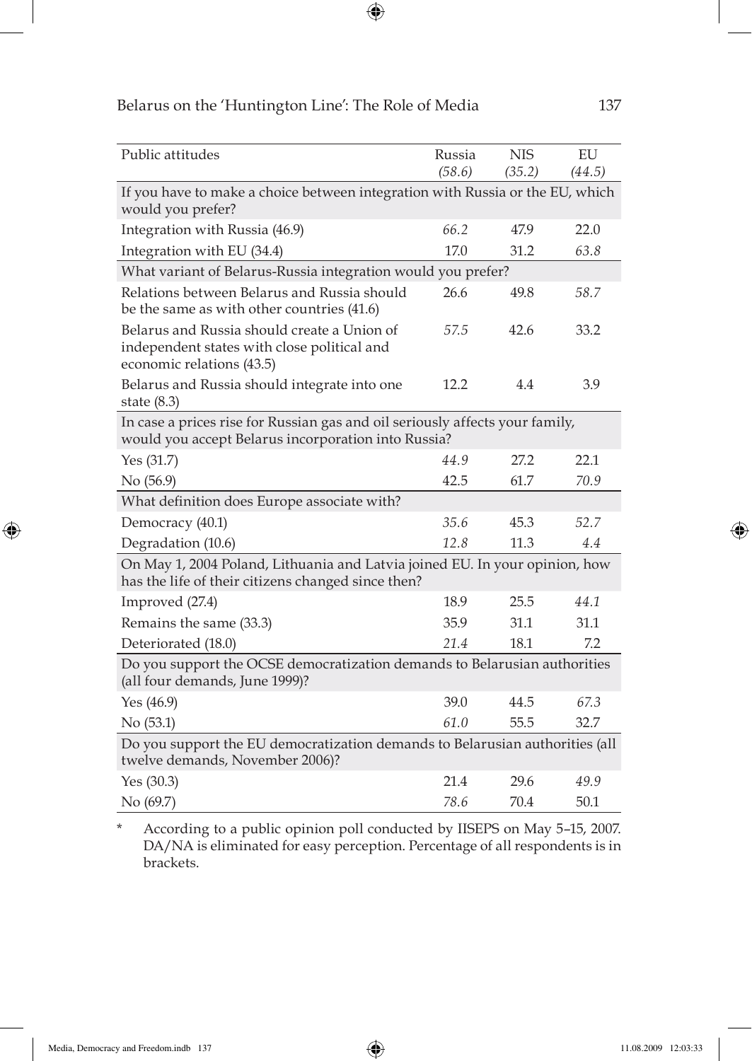| Public attitudes | Russia *(58.6)* | NIS *(35.2)* | EU *(44.5)* |
|---|---|---|---|
| **If you have to make a choice between integration with Russia or the EU, which would you prefer?** | | | |
| Integration with Russia (46.9) | *66.2* | 47.9 | 22.0 |
| Integration with EU (34.4) | 17.0 | 31.2 | *63.8* |
| **What variant of Belarus-Russia integration would you prefer?** | | | |
| Relations between Belarus and Russia should be the same as with other countries (41.6) | 26.6 | 49.8 | *58.7* |
| Belarus and Russia should create a Union of independent states with close political and economic relations (43.5) | *57.5* | 42.6 | 33.2 |
| Belarus and Russia should integrate into one state (8.3) | 12.2 | 4.4 | 3.9 |
| **In case a prices rise for Russian gas and oil seriously affects your family, would you accept Belarus incorporation into Russia?** | | | |
| Yes (31.7) | *44.9* | 27.2 | 22.1 |
| No (56.9) | 42.5 | 61.7 | *70.9* |
| **What definition does Europe associate with?** | | | |
| Democracy (40.1) | *35.6* | 45.3 | *52.7* |
| Degradation (10.6) | *12.8* | 11.3 | *4.4* |
| **On May 1, 2004 Poland, Lithuania and Latvia joined EU. In your opinion, how has the life of their citizens changed since then?** | | | |
| Improved (27.4) | 18.9 | 25.5 | *44.1* |
| Remains the same (33.3) | 35.9 | 31.1 | 31.1 |
| Deteriorated (18.0) | *21.4* | 18.1 | 7.2 |
| **Do you support the OCSE democratization demands to Belarusian authorities (all four demands, June 1999)?** | | | |
| Yes (46.9) | 39.0 | 44.5 | *67.3* |
| No (53.1) | *61.0* | 55.5 | 32.7 |
| **Do you support the EU democratization demands to Belarusian authorities (all twelve demands, November 2006)?** | | | |
| Yes (30.3) | 21.4 | 29.6 | *49.9* |
| No (69.7) | *78.6* | 70.4 | 50.1 |

\* According to a public opinion poll conducted by IISEPS on May 5–15, 2007. DA/NA is eliminated for easy perception. Percentage of all respondents is in brackets.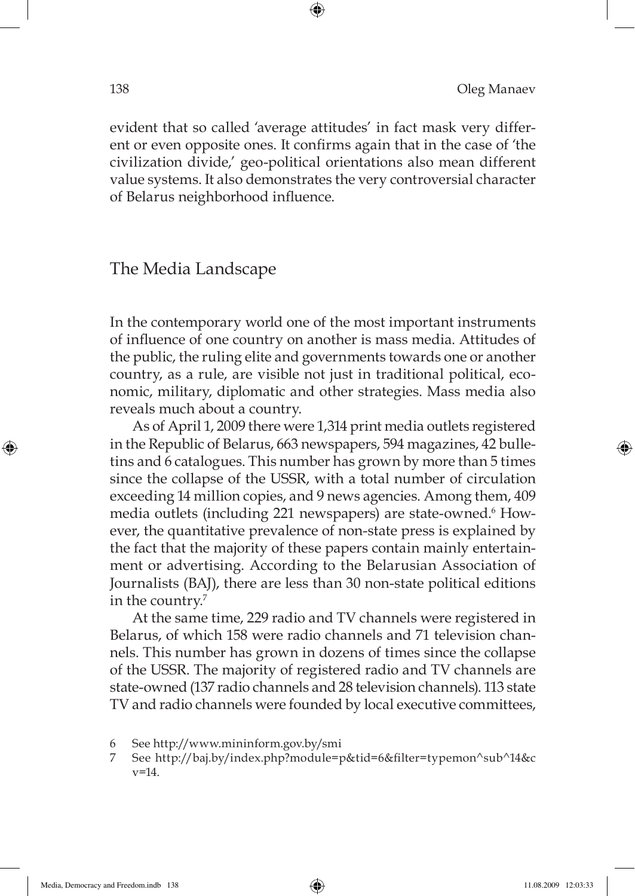evident that so called 'average attitudes' in fact mask very different or even opposite ones. It confirms again that in the case of 'the civilization divide,' geo-political orientations also mean different value systems. It also demonstrates the very controversial character of Belarus neighborhood influence.

## The Media Landscape

In the contemporary world one of the most important instruments of influence of one country on another is mass media. Attitudes of the public, the ruling elite and governments towards one or another country, as a rule, are visible not just in traditional political, economic, military, diplomatic and other strategies. Mass media also reveals much about a country.

As of April 1, 2009 there were 1,314 print media outlets registered in the Republic of Belarus, 663 newspapers, 594 magazines, 42 bulletins and 6 catalogues. This number has grown by more than 5 times since the collapse of the USSR, with a total number of circulation exceeding 14 million copies, and 9 news agencies. Among them, 409 media outlets (including 221 newspapers) are state-owned.[6] However, the quantitative prevalence of non-state press is explained by the fact that the majority of these papers contain mainly entertainment or advertising. According to the Belarusian Association of Journalists (BAJ), there are less than 30 non-state political editions in the country.[7]

At the same time, 229 radio and TV channels were registered in Belarus, of which 158 were radio channels and 71 television channels. This number has grown in dozens of times since the collapse of the USSR. The majority of registered radio and TV channels are state-owned (137 radio channels and 28 television channels). 113 state TV and radio channels were founded by local executive committees,

6 See http://www.mininform.gov.by/smi

7 See http://baj.by/index.php?module=p&tid=6&filter=typemon^sub^14&cv=14.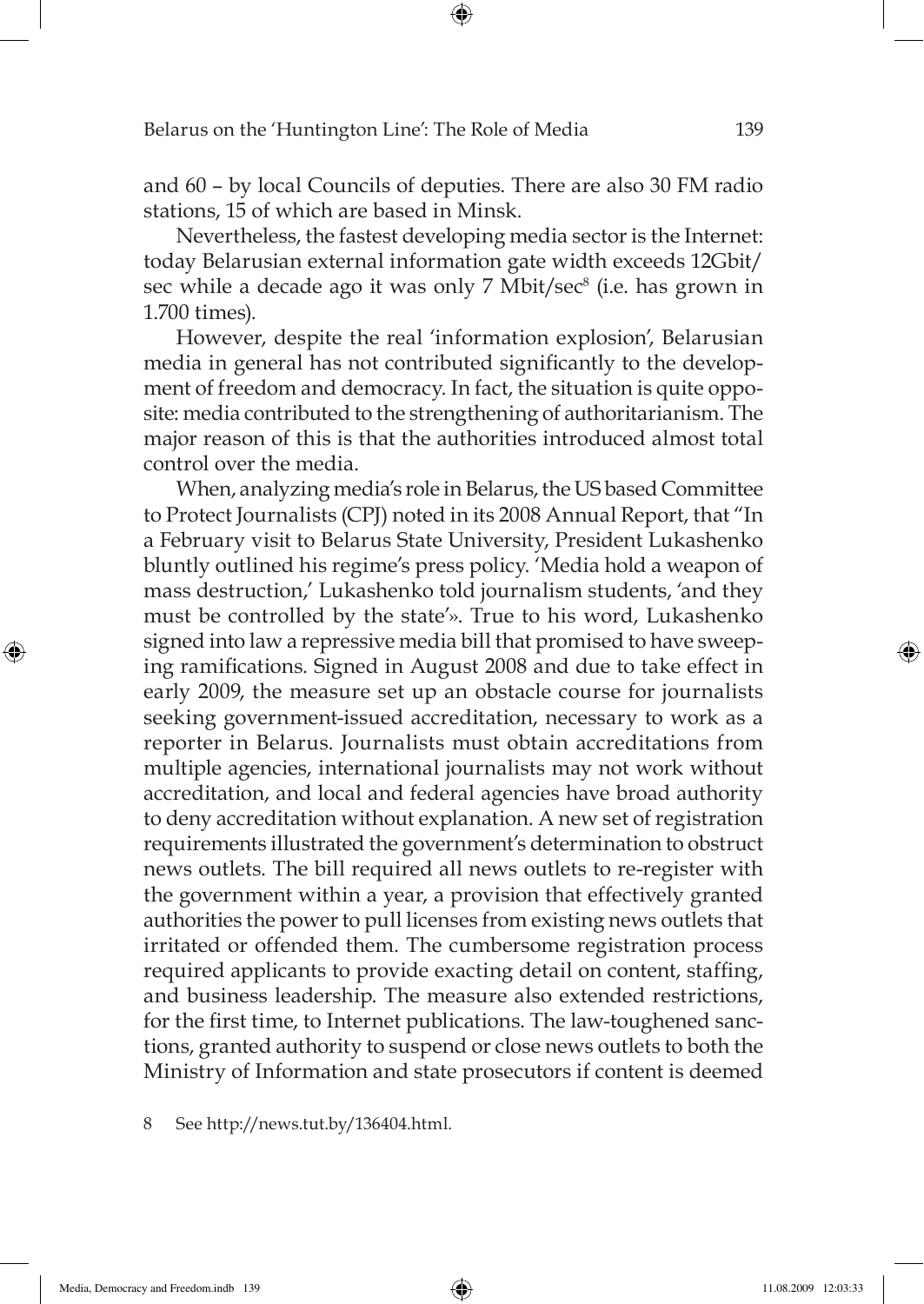and 60 – by local Councils of deputies. There are also 30 FM radio stations, 15 of which are based in Minsk.

Nevertheless, the fastest developing media sector is the Internet: today Belarusian external information gate width exceeds 12Gbit/sec while a decade ago it was only 7 Mbit/sec[8] (i.e. has grown in 1.700 times).

However, despite the real 'information explosion', Belarusian media in general has not contributed significantly to the development of freedom and democracy. In fact, the situation is quite opposite: media contributed to the strengthening of authoritarianism. The major reason of this is that the authorities introduced almost total control over the media.

When, analyzing media's role in Belarus, the US based Committee to Protect Journalists (CPJ) noted in its 2008 Annual Report, that "In a February visit to Belarus State University, President Lukashenko bluntly outlined his regime's press policy. 'Media hold a weapon of mass destruction,' Lukashenko told journalism students, 'and they must be controlled by the state'». True to his word, Lukashenko signed into law a repressive media bill that promised to have sweeping ramifications. Signed in August 2008 and due to take effect in early 2009, the measure set up an obstacle course for journalists seeking government-issued accreditation, necessary to work as a reporter in Belarus. Journalists must obtain accreditations from multiple agencies, international journalists may not work without accreditation, and local and federal agencies have broad authority to deny accreditation without explanation. A new set of registration requirements illustrated the government's determination to obstruct news outlets. The bill required all news outlets to re-register with the government within a year, a provision that effectively granted authorities the power to pull licenses from existing news outlets that irritated or offended them. The cumbersome registration process required applicants to provide exacting detail on content, staffing, and business leadership. The measure also extended restrictions, for the first time, to Internet publications. The law-toughened sanctions, granted authority to suspend or close news outlets to both the Ministry of Information and state prosecutors if content is deemed

8 See http://news.tut.by/136404.html.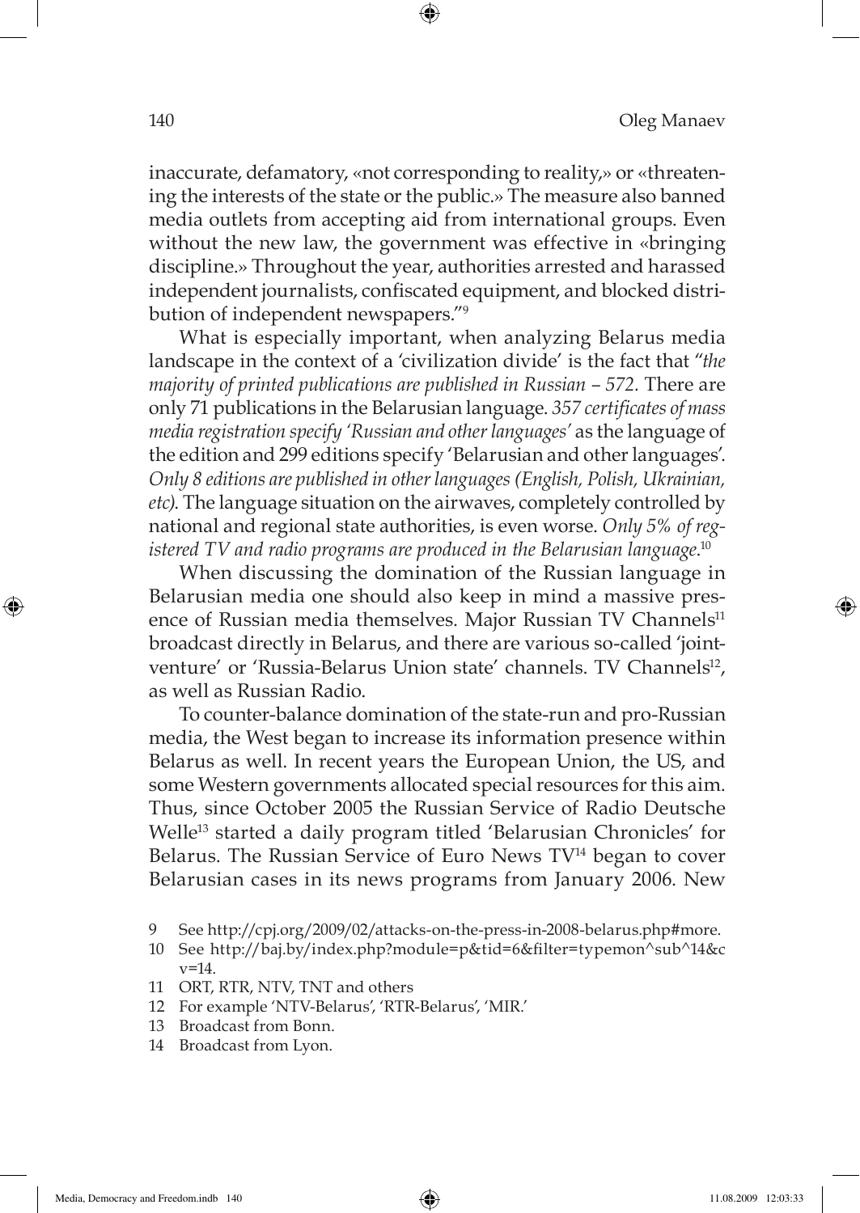inaccurate, defamatory, «not corresponding to reality,» or «threatening the interests of the state or the public.» The measure also banned media outlets from accepting aid from international groups. Even without the new law, the government was effective in «bringing discipline.» Throughout the year, authorities arrested and harassed independent journalists, confiscated equipment, and blocked distribution of independent newspapers."[9]

What is especially important, when analyzing Belarus media landscape in the context of a 'civilization divide' is the fact that "*the majority of printed publications are published in Russian – 572.* There are only 71 publications in the Belarusian language. *357 certificates of mass media registration specify 'Russian and other languages'* as the language of the edition and 299 editions specify 'Belarusian and other languages'. *Only 8 editions are published in other languages (English, Polish, Ukrainian, etc).* The language situation on the airwaves, completely controlled by national and regional state authorities, is even worse. *Only 5% of registered TV and radio programs are produced in the Belarusian language*.[10]

When discussing the domination of the Russian language in Belarusian media one should also keep in mind a massive presence of Russian media themselves. Major Russian TV Channels[11] broadcast directly in Belarus, and there are various so-called 'joint-venture' or 'Russia-Belarus Union state' channels. TV Channels[12], as well as Russian Radio.

To counter-balance domination of the state-run and pro-Russian media, the West began to increase its information presence within Belarus as well. In recent years the European Union, the US, and some Western governments allocated special resources for this aim. Thus, since October 2005 the Russian Service of Radio Deutsche Welle[13] started a daily program titled 'Belarusian Chronicles' for Belarus. The Russian Service of Euro News TV[14] began to cover Belarusian cases in its news programs from January 2006. New

9 See http://cpj.org/2009/02/attacks-on-the-press-in-2008-belarus.php#more.

10 See http://baj.by/index.php?module=p&tid=6&filter=typemon^sub^14&cv=14.

11 ORT, RTR, NTV, TNT and others

12 For example 'NTV-Belarus', 'RTR-Belarus', 'MIR.'

13 Broadcast from Bonn.

14 Broadcast from Lyon.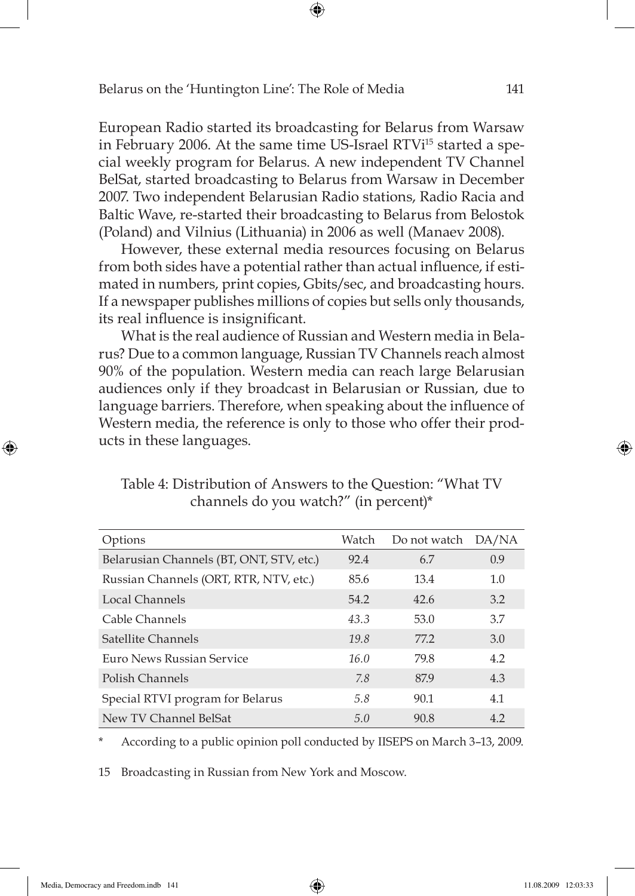European Radio started its broadcasting for Belarus from Warsaw in February 2006. At the same time US-Israel RTVi[15] started a special weekly program for Belarus. A new independent TV Channel BelSat, started broadcasting to Belarus from Warsaw in December 2007. Two independent Belarusian Radio stations, Radio Racia and Baltic Wave, re-started their broadcasting to Belarus from Belostok (Poland) and Vilnius (Lithuania) in 2006 as well (Manaev 2008).

However, these external media resources focusing on Belarus from both sides have a potential rather than actual influence, if estimated in numbers, print copies, Gbits/sec, and broadcasting hours. If a newspaper publishes millions of copies but sells only thousands, its real influence is insignificant.

What is the real audience of Russian and Western media in Belarus? Due to a common language, Russian TV Channels reach almost 90% of the population. Western media can reach large Belarusian audiences only if they broadcast in Belarusian or Russian, due to language barriers. Therefore, when speaking about the influence of Western media, the reference is only to those who offer their products in these languages.

Table 4: Distribution of Answers to the Question: "What TV channels do you watch?" (in percent)*

| Options | Watch | Do not watch | DA/NA |
|---|---|---|---|
| Belarusian Channels (BT, ONT, STV, etc.) | 92.4 | 6.7 | 0.9 |
| Russian Channels (ORT, RTR, NTV, etc.) | 85.6 | 13.4 | 1.0 |
| Local Channels | 54.2 | 42.6 | 3.2 |
| Cable Channels | *43.3* | 53.0 | 3.7 |
| Satellite Channels | *19.8* | 77.2 | 3.0 |
| Euro News Russian Service | *16.0* | 79.8 | 4.2 |
| Polish Channels | *7.8* | 87.9 | 4.3 |
| Special RTVI program for Belarus | *5.8* | 90.1 | 4.1 |
| New TV Channel BelSat | *5.0* | 90.8 | 4.2 |

\* According to a public opinion poll conducted by IISEPS on March 3–13, 2009.

15 Broadcasting in Russian from New York and Moscow.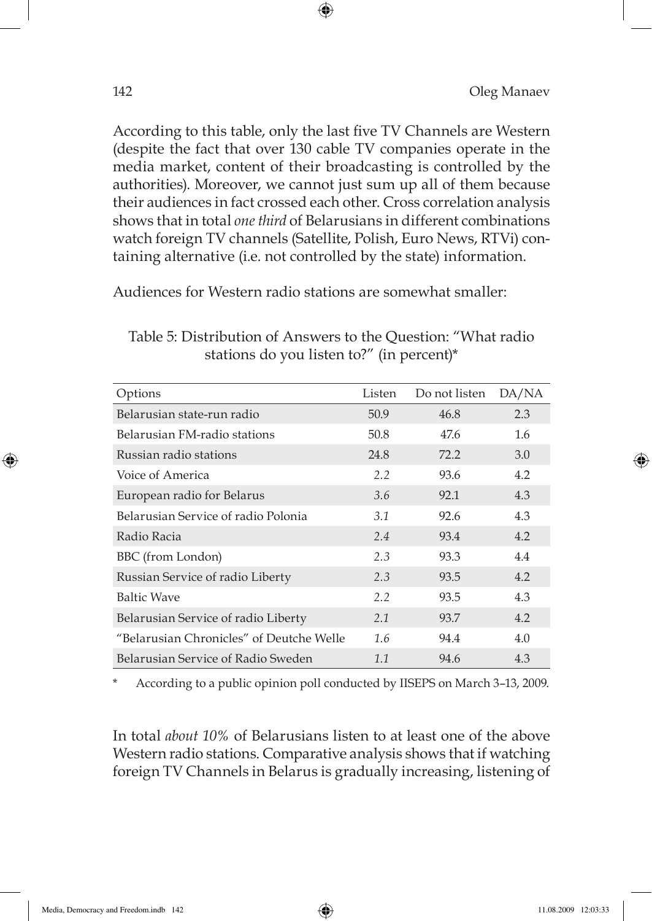According to this table, only the last five TV Channels are Western (despite the fact that over 130 cable TV companies operate in the media market, content of their broadcasting is controlled by the authorities). Moreover, we cannot just sum up all of them because their audiences in fact crossed each other. Cross correlation analysis shows that in total *one third* of Belarusians in different combinations watch foreign TV channels (Satellite, Polish, Euro News, RTVi) containing alternative (i.e. not controlled by the state) information.

Audiences for Western radio stations are somewhat smaller:

Table 5: Distribution of Answers to the Question: "What radio stations do you listen to?" (in percent)*

| Options | Listen | Do not listen | DA/NA |
|---|---|---|---|
| Belarusian state-run radio | 50.9 | 46.8 | 2.3 |
| Belarusian FM-radio stations | 50.8 | 47.6 | 1.6 |
| Russian radio stations | 24.8 | 72.2 | 3.0 |
| Voice of America | *2.2* | 93.6 | 4.2 |
| European radio for Belarus | *3.6* | 92.1 | 4.3 |
| Belarusian Service of radio Polonia | *3.1* | 92.6 | 4.3 |
| Radio Racia | *2.4* | 93.4 | 4.2 |
| BBC (from London) | *2.3* | 93.3 | 4.4 |
| Russian Service of radio Liberty | *2.3* | 93.5 | 4.2 |
| Baltic Wave | *2.2* | 93.5 | 4.3 |
| Belarusian Service of radio Liberty | *2.1* | 93.7 | 4.2 |
| "Belarusian Chronicles" of Deutche Welle | *1.6* | 94.4 | 4.0 |
| Belarusian Service of Radio Sweden | *1.1* | 94.6 | 4.3 |

\* According to a public opinion poll conducted by IISEPS on March 3–13, 2009.

In total *about 10%* of Belarusians listen to at least one of the above Western radio stations. Comparative analysis shows that if watching foreign TV Channels in Belarus is gradually increasing, listening of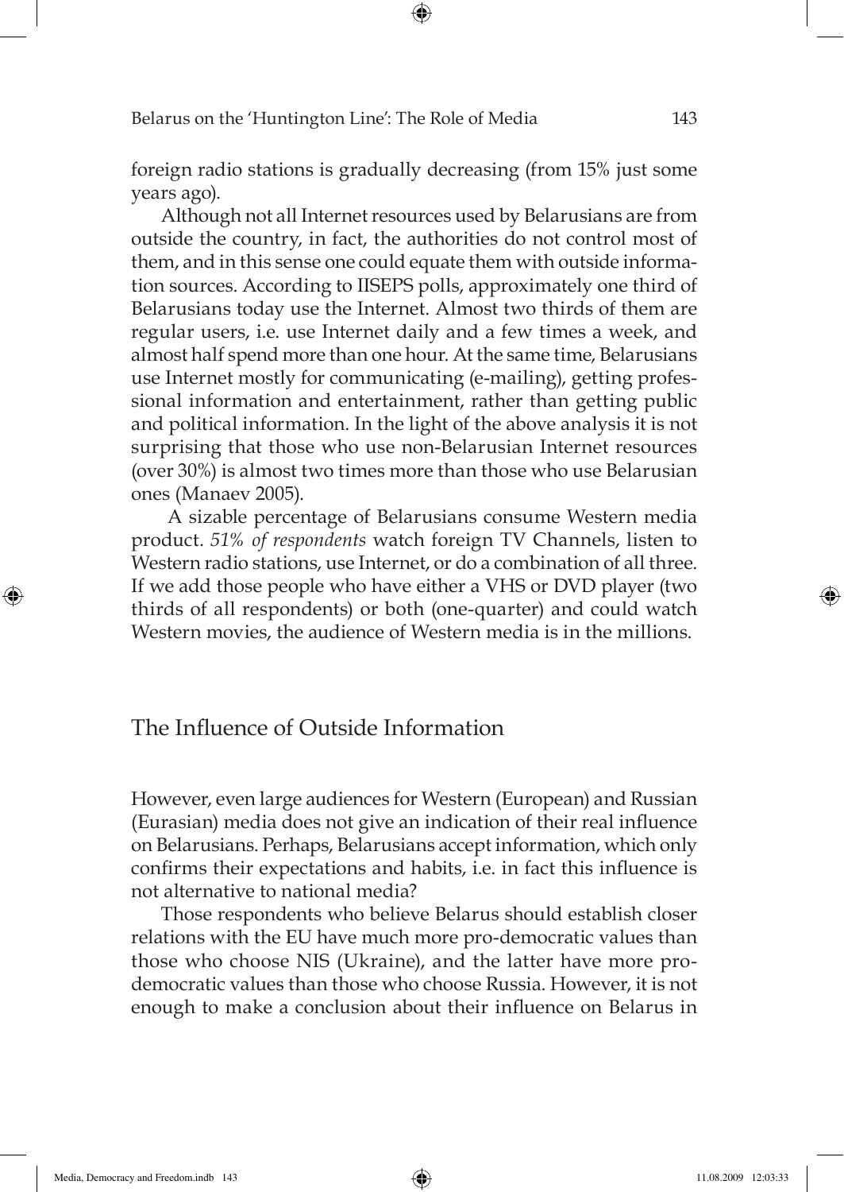foreign radio stations is gradually decreasing (from 15% just some years ago).

Although not all Internet resources used by Belarusians are from outside the country, in fact, the authorities do not control most of them, and in this sense one could equate them with outside information sources. According to IISEPS polls, approximately one third of Belarusians today use the Internet. Almost two thirds of them are regular users, i.e. use Internet daily and a few times a week, and almost half spend more than one hour. At the same time, Belarusians use Internet mostly for communicating (e-mailing), getting professional information and entertainment, rather than getting public and political information. In the light of the above analysis it is not surprising that those who use non-Belarusian Internet resources (over 30%) is almost two times more than those who use Belarusian ones (Manaev 2005).

A sizable percentage of Belarusians consume Western media product. *51% of respondents* watch foreign TV Channels, listen to Western radio stations, use Internet, or do a combination of all three. If we add those people who have either a VHS or DVD player (two thirds of all respondents) or both (one-quarter) and could watch Western movies, the audience of Western media is in the millions.

## The Influence of Outside Information

However, even large audiences for Western (European) and Russian (Eurasian) media does not give an indication of their real influence on Belarusians. Perhaps, Belarusians accept information, which only confirms their expectations and habits, i.e. in fact this influence is not alternative to national media?

Those respondents who believe Belarus should establish closer relations with the EU have much more pro-democratic values than those who choose NIS (Ukraine), and the latter have more pro-democratic values than those who choose Russia. However, it is not enough to make a conclusion about their influence on Belarus in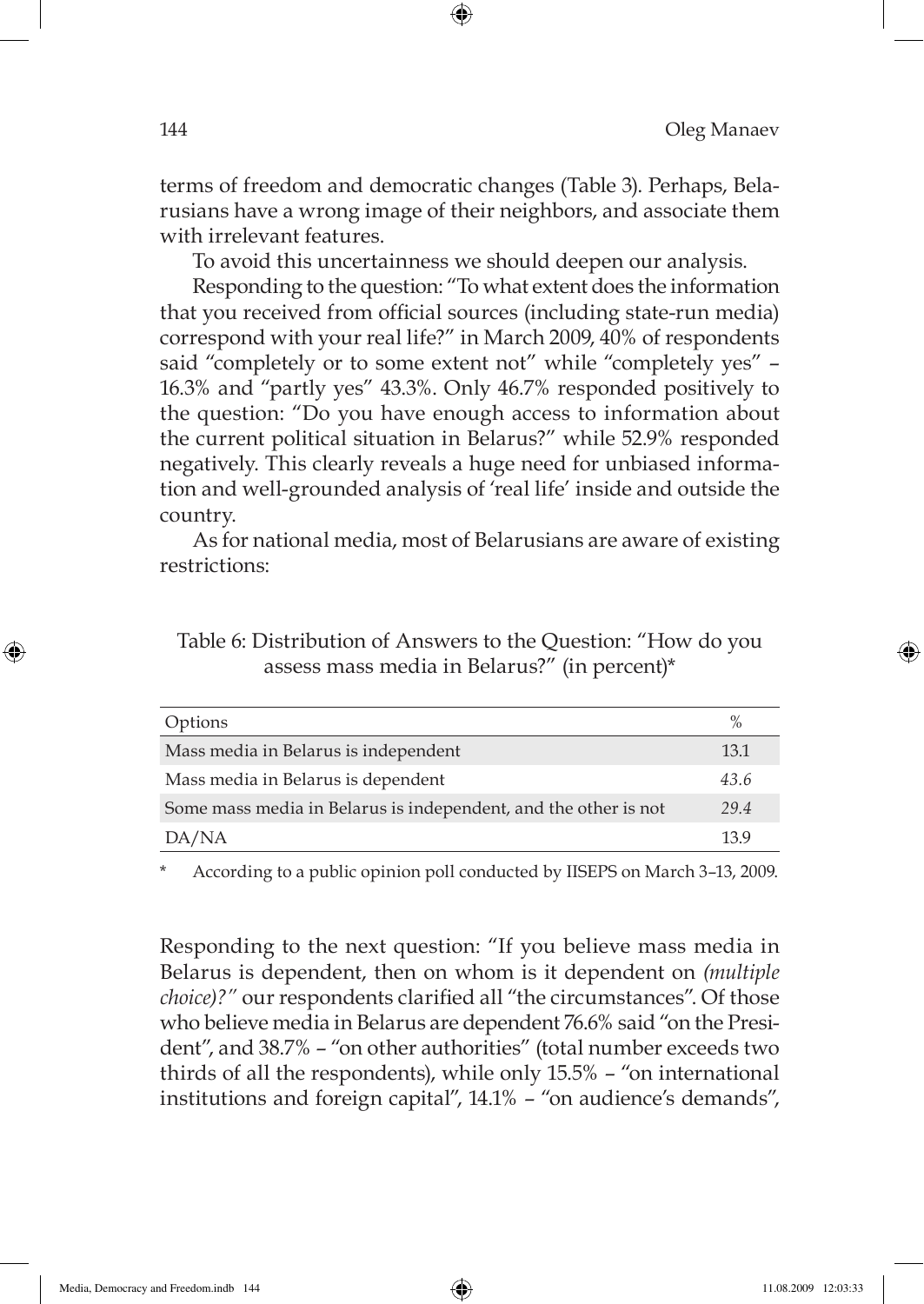terms of freedom and democratic changes (Table 3). Perhaps, Belarusians have a wrong image of their neighbors, and associate them with irrelevant features.

To avoid this uncertainness we should deepen our analysis.

Responding to the question: "To what extent does the information that you received from official sources (including state-run media) correspond with your real life?" in March 2009, 40% of respondents said "completely or to some extent not" while "completely yes" – 16.3% and "partly yes" 43.3%. Only 46.7% responded positively to the question: "Do you have enough access to information about the current political situation in Belarus?" while 52.9% responded negatively. This clearly reveals a huge need for unbiased information and well-grounded analysis of 'real life' inside and outside the country.

As for national media, most of Belarusians are aware of existing restrictions:

Table 6: Distribution of Answers to the Question: "How do you assess mass media in Belarus?" (in percent)*

| Options | % |
|---|---|
| Mass media in Belarus is independent | 13.1 |
| Mass media in Belarus is dependent | *43.6* |
| Some mass media in Belarus is independent, and the other is not | *29.4* |
| DA/NA | 13.9 |

\* According to a public opinion poll conducted by IISEPS on March 3–13, 2009.

Responding to the next question: "If you believe mass media in Belarus is dependent, then on whom is it dependent on *(multiple choice)?"* our respondents clarified all "the circumstances". Of those who believe media in Belarus are dependent 76.6% said "on the President", and 38.7% – "on other authorities" (total number exceeds two thirds of all the respondents), while only 15.5% – "on international institutions and foreign capital", 14.1% – "on audience's demands",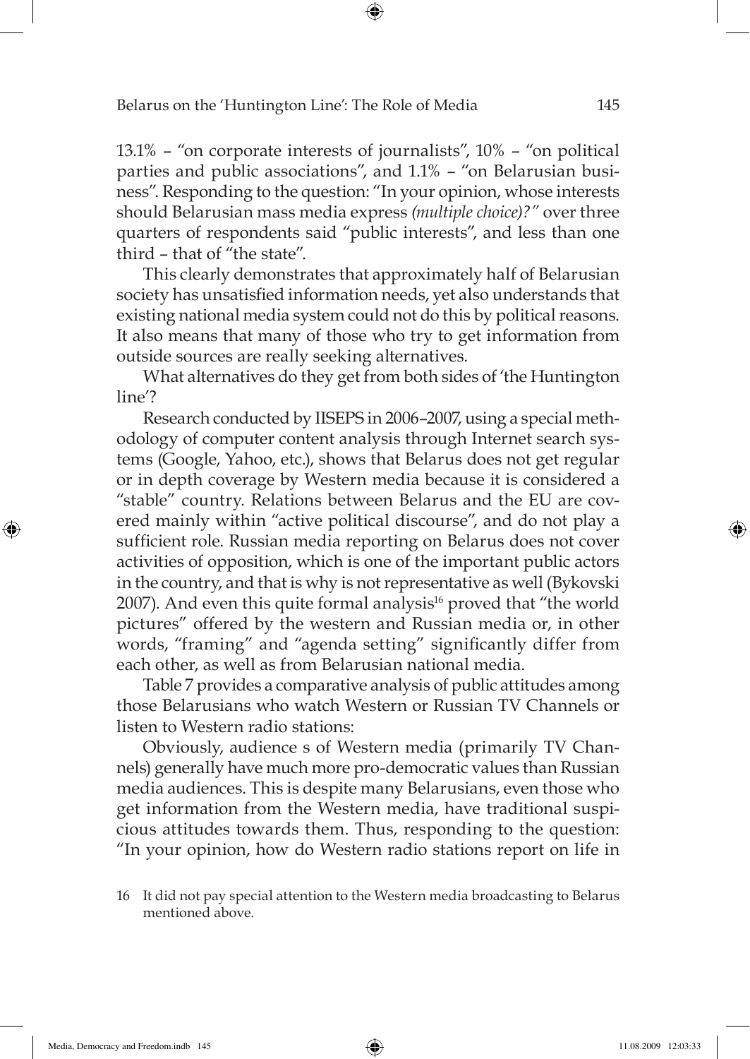13.1% – "on corporate interests of journalists", 10% – "on political parties and public associations", and 1.1% – "on Belarusian business". Responding to the question: "In your opinion, whose interests should Belarusian mass media express *(multiple choice)?"* over three quarters of respondents said "public interests", and less than one third – that of "the state".

This clearly demonstrates that approximately half of Belarusian society has unsatisfied information needs, yet also understands that existing national media system could not do this by political reasons. It also means that many of those who try to get information from outside sources are really seeking alternatives.

What alternatives do they get from both sides of 'the Huntington line'?

Research conducted by IISEPS in 2006–2007, using a special methodology of computer content analysis through Internet search systems (Google, Yahoo, etc.), shows that Belarus does not get regular or in depth coverage by Western media because it is considered a "stable" country. Relations between Belarus and the EU are covered mainly within "active political discourse", and do not play a sufficient role. Russian media reporting on Belarus does not cover activities of opposition, which is one of the important public actors in the country, and that is why is not representative as well (Bykovski 2007). And even this quite formal analysis[16] proved that "the world pictures" offered by the western and Russian media or, in other words, "framing" and "agenda setting" significantly differ from each other, as well as from Belarusian national media.

Table 7 provides a comparative analysis of public attitudes among those Belarusians who watch Western or Russian TV Channels or listen to Western radio stations:

Obviously, audience s of Western media (primarily TV Channels) generally have much more pro-democratic values than Russian media audiences. This is despite many Belarusians, even those who get information from the Western media, have traditional suspicious attitudes towards them. Thus, responding to the question: "In your opinion, how do Western radio stations report on life in

16 It did not pay special attention to the Western media broadcasting to Belarus mentioned above.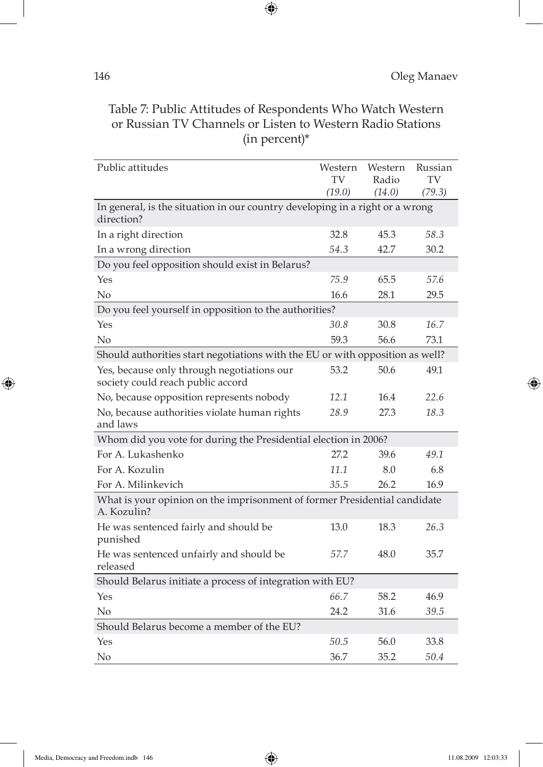Table 7: Public Attitudes of Respondents Who Watch Western or Russian TV Channels or Listen to Western Radio Stations (in percent)*

| Public attitudes | Western TV *(19.0)* | Western Radio *(14.0)* | Russian TV *(79.3)* |
|---|---|---|---|
| **In general, is the situation in our country developing in a right or a wrong direction?** | | | |
| In a right direction | 32.8 | 45.3 | *58.3* |
| In a wrong direction | *54.3* | 42.7 | 30.2 |
| **Do you feel opposition should exist in Belarus?** | | | |
| Yes | *75.9* | 65.5 | *57.6* |
| No | 16.6 | 28.1 | 29.5 |
| **Do you feel yourself in opposition to the authorities?** | | | |
| Yes | *30.8* | 30.8 | *16.7* |
| No | 59.3 | 56.6 | 73.1 |
| **Should authorities start negotiations with the EU or with opposition as well?** | | | |
| Yes, because only through negotiations our society could reach public accord | 53.2 | 50.6 | 49.1 |
| No, because opposition represents nobody | *12.1* | 16.4 | *22.6* |
| No, because authorities violate human rights and laws | *28.9* | 27.3 | *18.3* |
| **Whom did you vote for during the Presidential election in 2006?** | | | |
| For A. Lukashenko | 27.2 | 39.6 | *49.1* |
| For A. Kozulin | *11.1* | 8.0 | 6.8 |
| For A. Milinkevich | *35.5* | 26.2 | 16.9 |
| **What is your opinion on the imprisonment of former Presidential candidate A. Kozulin?** | | | |
| He was sentenced fairly and should be punished | 13.0 | 18.3 | *26.3* |
| He was sentenced unfairly and should be released | *57.7* | 48.0 | 35.7 |
| **Should Belarus initiate a process of integration with EU?** | | | |
| Yes | *66.7* | 58.2 | 46.9 |
| No | 24.2 | 31.6 | *39.5* |
| **Should Belarus become a member of the EU?** | | | |
| Yes | *50.5* | 56.0 | 33.8 |
| No | 36.7 | 35.2 | *50.4* |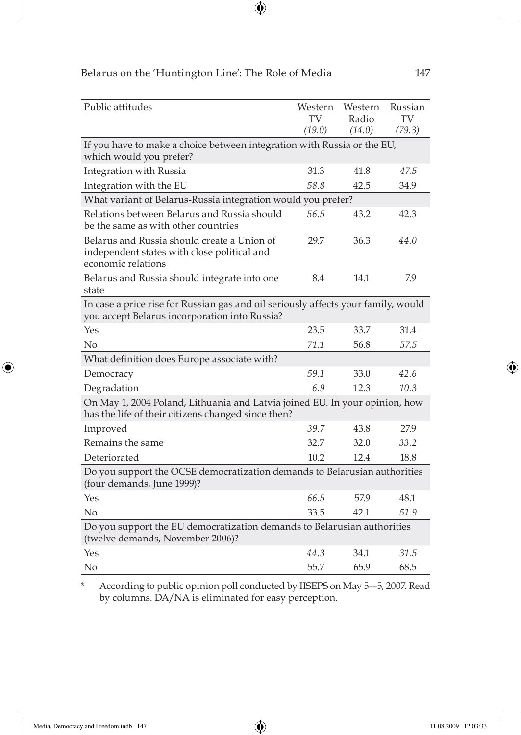| Public attitudes | Western TV *(19.0)* | Western Radio *(14.0)* | Russian TV *(79.3)* |
|---|---|---|---|
| **If you have to make a choice between integration with Russia or the EU, which would you prefer?** | | | |
| Integration with Russia | 31.3 | 41.8 | *47.5* |
| Integration with the EU | *58.8* | 42.5 | 34.9 |
| **What variant of Belarus-Russia integration would you prefer?** | | | |
| Relations between Belarus and Russia should be the same as with other countries | *56.5* | 43.2 | 42.3 |
| Belarus and Russia should create a Union of independent states with close political and economic relations | 29.7 | 36.3 | *44.0* |
| Belarus and Russia should integrate into one state | 8.4 | 14.1 | 7.9 |
| **In case a price rise for Russian gas and oil seriously affects your family, would you accept Belarus incorporation into Russia?** | | | |
| Yes | 23.5 | 33.7 | 31.4 |
| No | *71.1* | 56.8 | *57.5* |
| **What definition does Europe associate with?** | | | |
| Democracy | *59.1* | 33.0 | *42.6* |
| Degradation | *6.9* | 12.3 | *10.3* |
| **On May 1, 2004 Poland, Lithuania and Latvia joined EU. In your opinion, how has the life of their citizens changed since then?** | | | |
| Improved | *39.7* | 43.8 | 27.9 |
| Remains the same | 32.7 | 32.0 | *33.2* |
| Deteriorated | 10.2 | 12.4 | 18.8 |
| **Do you support the OCSE democratization demands to Belarusian authorities (four demands, June 1999)?** | | | |
| Yes | *66.5* | 57.9 | 48.1 |
| No | 33.5 | 42.1 | *51.9* |
| **Do you support the EU democratization demands to Belarusian authorities (twelve demands, November 2006)?** | | | |
| Yes | *44.3* | 34.1 | *31.5* |
| No | 55.7 | 65.9 | 68.5 |

* According to public opinion poll conducted by IISEPS on May 5-–5, 2007. Read by columns. DA/NA is eliminated for easy perception.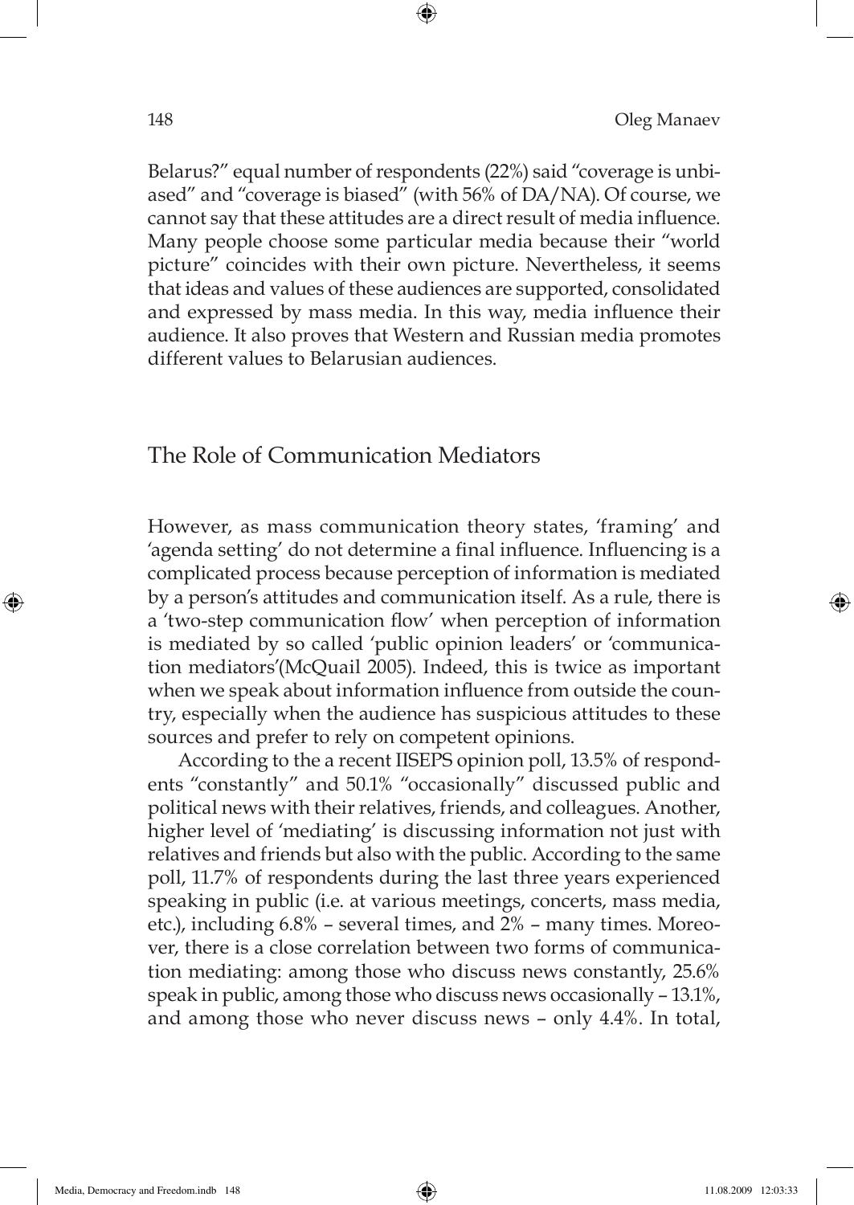Belarus?" equal number of respondents (22%) said "coverage is unbiased" and "coverage is biased" (with 56% of DA/NA). Of course, we cannot say that these attitudes are a direct result of media influence. Many people choose some particular media because their "world picture" coincides with their own picture. Nevertheless, it seems that ideas and values of these audiences are supported, consolidated and expressed by mass media. In this way, media influence their audience. It also proves that Western and Russian media promotes different values to Belarusian audiences.

## The Role of Communication Mediators

However, as mass communication theory states, 'framing' and 'agenda setting' do not determine a final influence. Influencing is a complicated process because perception of information is mediated by a person's attitudes and communication itself. As a rule, there is a 'two-step communication flow' when perception of information is mediated by so called 'public opinion leaders' or 'communication mediators'(McQuail 2005). Indeed, this is twice as important when we speak about information influence from outside the country, especially when the audience has suspicious attitudes to these sources and prefer to rely on competent opinions.

According to the a recent IISEPS opinion poll, 13.5% of respondents "constantly" and 50.1% "occasionally" discussed public and political news with their relatives, friends, and colleagues. Another, higher level of 'mediating' is discussing information not just with relatives and friends but also with the public. According to the same poll, 11.7% of respondents during the last three years experienced speaking in public (i.e. at various meetings, concerts, mass media, etc.), including 6.8% – several times, and 2% – many times. Moreover, there is a close correlation between two forms of communication mediating: among those who discuss news constantly, 25.6% speak in public, among those who discuss news occasionally – 13.1%, and among those who never discuss news – only 4.4%. In total,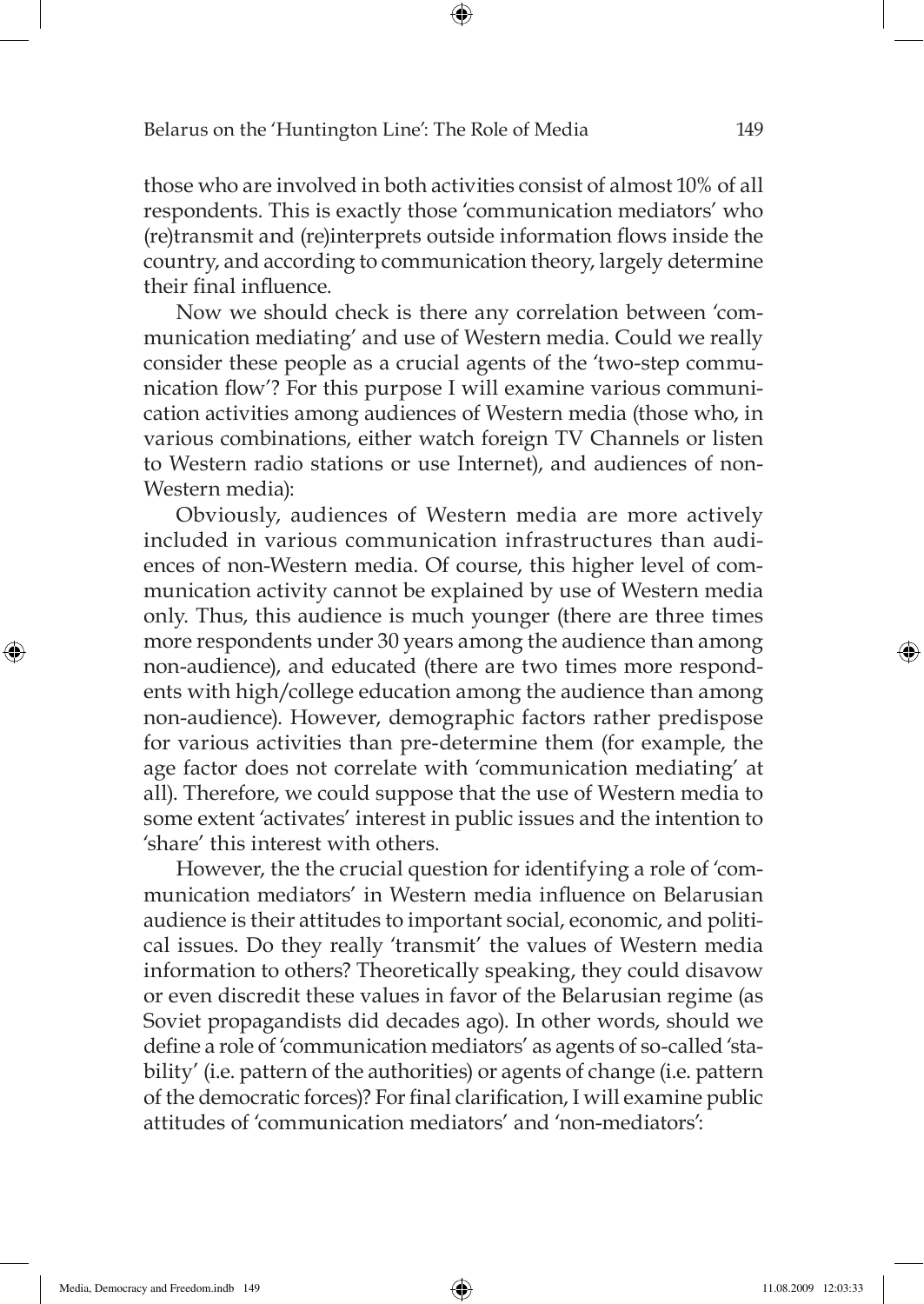those who are involved in both activities consist of almost 10% of all respondents. This is exactly those 'communication mediators' who (re)transmit and (re)interprets outside information flows inside the country, and according to communication theory, largely determine their final influence.

Now we should check is there any correlation between 'communication mediating' and use of Western media. Could we really consider these people as a crucial agents of the 'two-step communication flow'? For this purpose I will examine various communication activities among audiences of Western media (those who, in various combinations, either watch foreign TV Channels or listen to Western radio stations or use Internet), and audiences of non-Western media):

Obviously, audiences of Western media are more actively included in various communication infrastructures than audiences of non-Western media. Of course, this higher level of communication activity cannot be explained by use of Western media only. Thus, this audience is much younger (there are three times more respondents under 30 years among the audience than among non-audience), and educated (there are two times more respondents with high/college education among the audience than among non-audience). However, demographic factors rather predispose for various activities than pre-determine them (for example, the age factor does not correlate with 'communication mediating' at all). Therefore, we could suppose that the use of Western media to some extent 'activates' interest in public issues and the intention to 'share' this interest with others.

However, the the crucial question for identifying a role of 'communication mediators' in Western media influence on Belarusian audience is their attitudes to important social, economic, and political issues. Do they really 'transmit' the values of Western media information to others? Theoretically speaking, they could disavow or even discredit these values in favor of the Belarusian regime (as Soviet propagandists did decades ago). In other words, should we define a role of 'communication mediators' as agents of so-called 'stability' (i.e. pattern of the authorities) or agents of change (i.e. pattern of the democratic forces)? For final clarification, I will examine public attitudes of 'communication mediators' and 'non-mediators':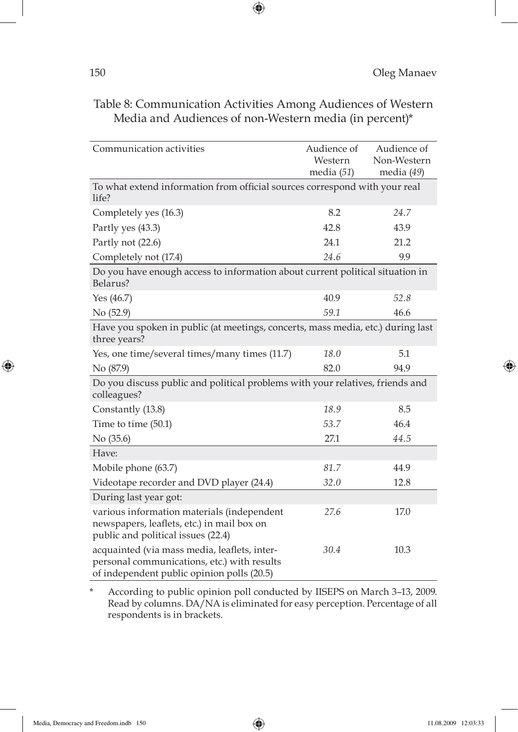Table 8: Communication Activities Among Audiences of Western Media and Audiences of non-Western media (in percent)*

| Communication activities | Audience of Western media (*51*) | Audience of Non-Western media (*49*) |
|---|---|---|
| To what extend information from official sources correspond with your real life? | | |
| Completely yes (16.3) | 8.2 | *24.7* |
| Partly yes (43.3) | 42.8 | 43.9 |
| Partly not (22.6) | 24.1 | 21.2 |
| Completely not (17.4) | *24.6* | 9.9 |
| Do you have enough access to information about current political situation in Belarus? | | |
| Yes (46.7) | 40.9 | *52.8* |
| No (52.9) | *59.1* | 46.6 |
| Have you spoken in public (at meetings, concerts, mass media, etc.) during last three years? | | |
| Yes, one time/several times/many times (11.7) | *18.0* | 5.1 |
| No (87.9) | 82.0 | 94.9 |
| Do you discuss public and political problems with your relatives, friends and colleagues? | | |
| Constantly (13.8) | *18.9* | 8.5 |
| Time to time (50.1) | *53.7* | 46.4 |
| No (35.6) | 27.1 | *44.5* |
| Have: | | |
| Mobile phone (63.7) | *81.7* | 44.9 |
| Videotape recorder and DVD player (24.4) | *32.0* | 12.8 |
| During last year got: | | |
| various information materials (independent newspapers, leaflets, etc.) in mail box on public and political issues (22.4) | *27.6* | 17.0 |
| acquainted (via mass media, leaflets, inter-personal communications, etc.) with results of independent public opinion polls (20.5) | *30.4* | 10.3 |

\* According to public opinion poll conducted by IISEPS on March 3–13, 2009. Read by columns. DA/NA is eliminated for easy perception. Percentage of all respondents is in brackets.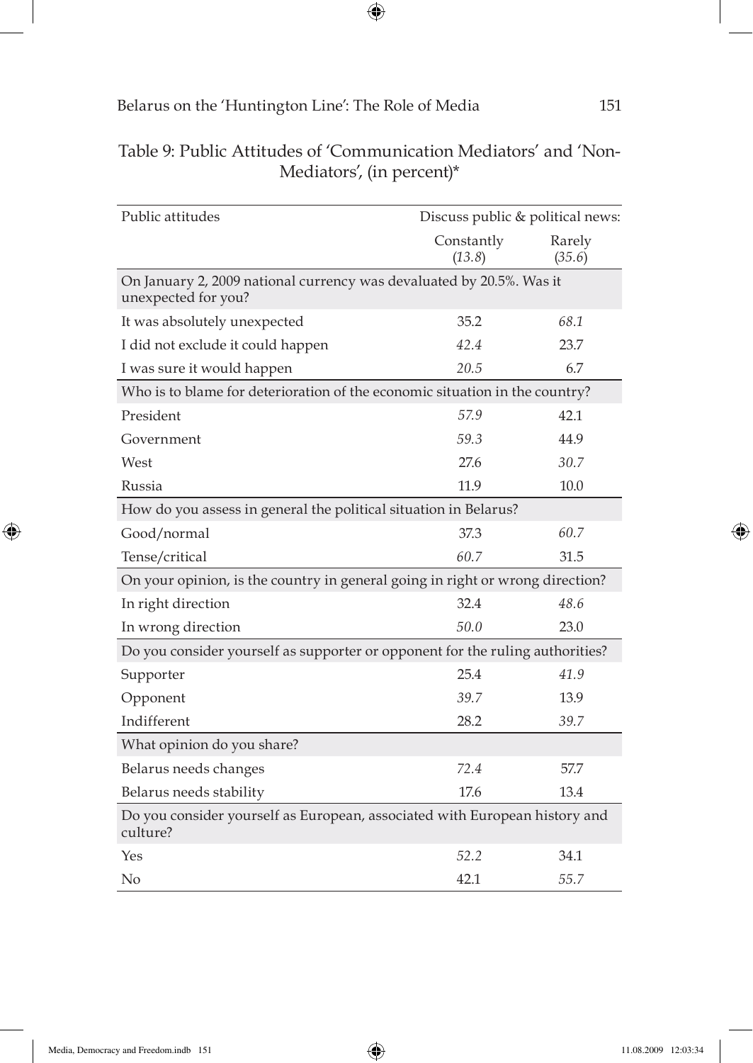Table 9: Public Attitudes of 'Communication Mediators' and 'Non-Mediators', (in percent)*

| Public attitudes | Discuss public & political news: | |
|---|---|---|
| | Constantly (*13.8*) | Rarely (*35.6*) |
| **On January 2, 2009 national currency was devaluated by 20.5%. Was it unexpected for you?** | | |
| It was absolutely unexpected | 35.2 | *68.1* |
| I did not exclude it could happen | *42.4* | 23.7 |
| I was sure it would happen | *20.5* | 6.7 |
| **Who is to blame for deterioration of the economic situation in the country?** | | |
| President | *57.9* | 42.1 |
| Government | *59.3* | 44.9 |
| West | 27.6 | *30.7* |
| Russia | 11.9 | 10.0 |
| **How do you assess in general the political situation in Belarus?** | | |
| Good/normal | 37.3 | *60.7* |
| Tense/critical | *60.7* | 31.5 |
| **On your opinion, is the country in general going in right or wrong direction?** | | |
| In right direction | 32.4 | *48.6* |
| In wrong direction | *50.0* | 23.0 |
| **Do you consider yourself as supporter or opponent for the ruling authorities?** | | |
| Supporter | 25.4 | *41.9* |
| Opponent | *39.7* | 13.9 |
| Indifferent | 28.2 | *39.7* |
| **What opinion do you share?** | | |
| Belarus needs changes | *72.4* | 57.7 |
| Belarus needs stability | 17.6 | 13.4 |
| **Do you consider yourself as European, associated with European history and culture?** | | |
| Yes | *52.2* | 34.1 |
| No | 42.1 | *55.7* |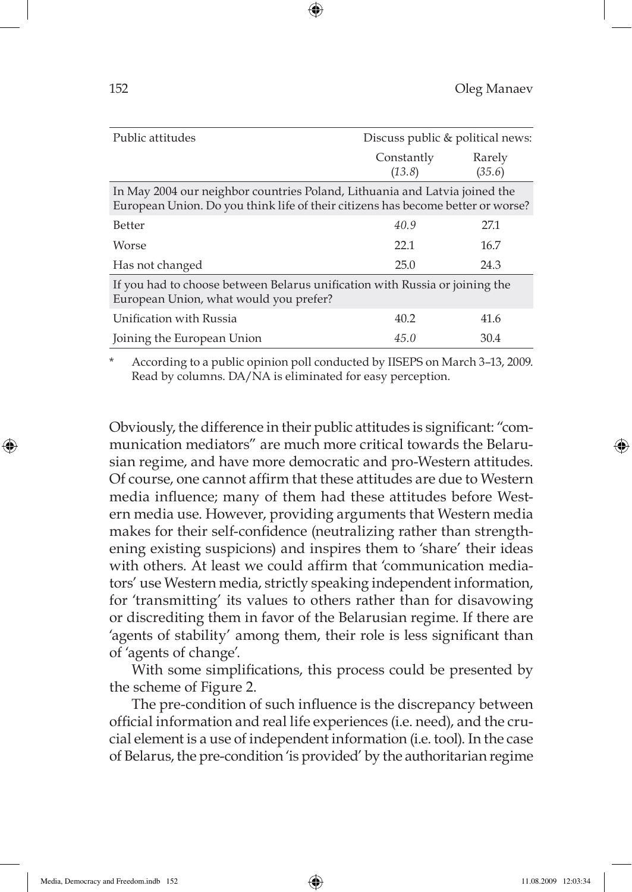| Public attitudes | Discuss public & political news: | |
|---|---|---|
| | Constantly (*13.8*) | Rarely (*35.6*) |
| In May 2004 our neighbor countries Poland, Lithuania and Latvia joined the European Union. Do you think life of their citizens has become better or worse? | | |
| Better | *40.9* | 27.1 |
| Worse | 22.1 | 16.7 |
| Has not changed | 25.0 | 24.3 |
| If you had to choose between Belarus unification with Russia or joining the European Union, what would you prefer? | | |
| Unification with Russia | 40.2 | 41.6 |
| Joining the European Union | *45.0* | 30.4 |

\* According to a public opinion poll conducted by IISEPS on March 3–13, 2009. Read by columns. DA/NA is eliminated for easy perception.

Obviously, the difference in their public attitudes is significant: "communication mediators" are much more critical towards the Belarusian regime, and have more democratic and pro-Western attitudes. Of course, one cannot affirm that these attitudes are due to Western media influence; many of them had these attitudes before Western media use. However, providing arguments that Western media makes for their self-confidence (neutralizing rather than strengthening existing suspicions) and inspires them to 'share' their ideas with others. At least we could affirm that 'communication mediators' use Western media, strictly speaking independent information, for 'transmitting' its values to others rather than for disavowing or discrediting them in favor of the Belarusian regime. If there are 'agents of stability' among them, their role is less significant than of 'agents of change'.

With some simplifications, this process could be presented by the scheme of Figure 2.

The pre-condition of such influence is the discrepancy between official information and real life experiences (i.e. need), and the crucial element is a use of independent information (i.e. tool). In the case of Belarus, the pre-condition 'is provided' by the authoritarian regime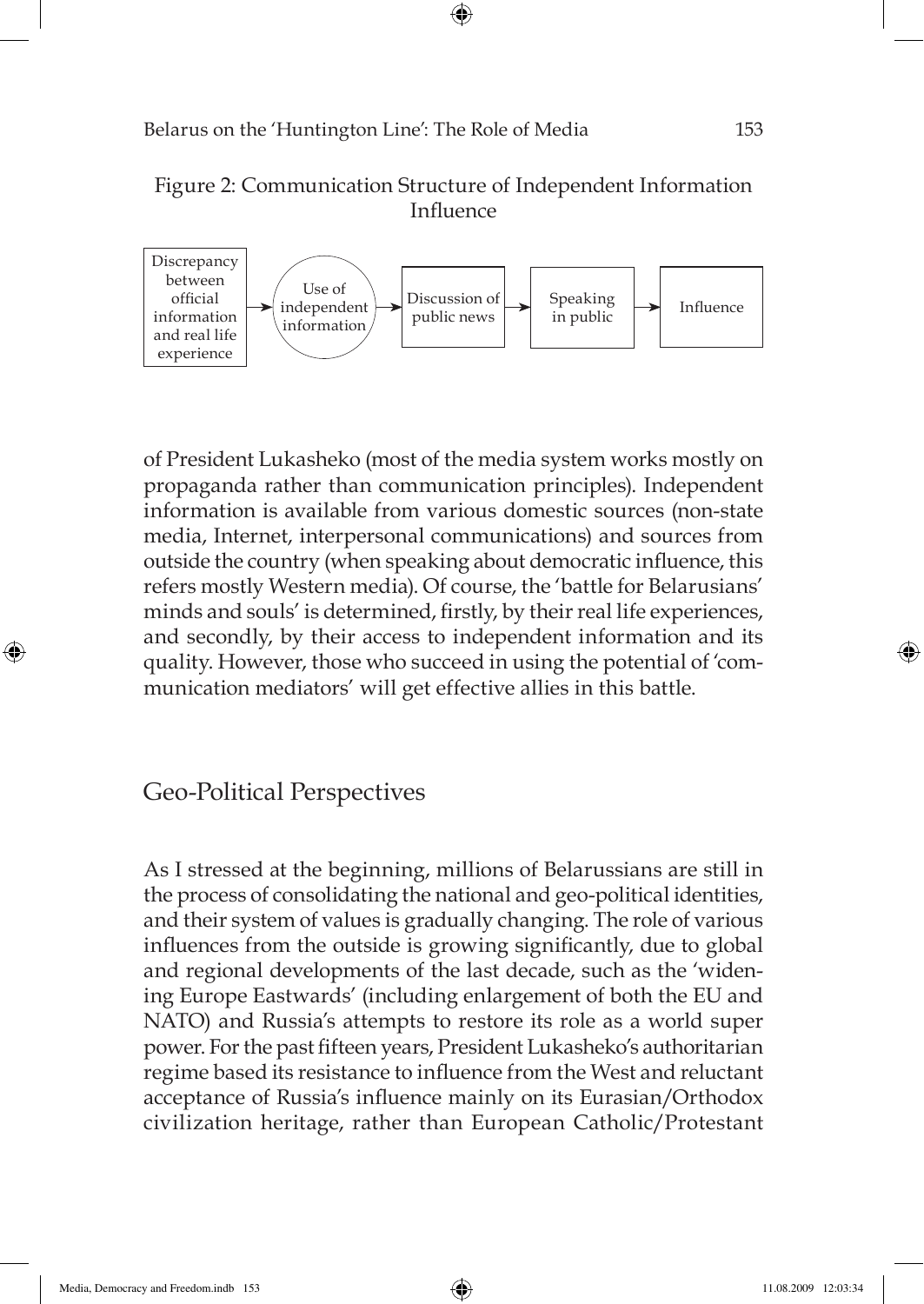Figure 2: Communication Structure of Independent Information Influence

Discrepancy between official information and real life experience → Use of independent information → Discussion of public news → Speaking in public → Influence

of President Lukasheko (most of the media system works mostly on propaganda rather than communication principles). Independent information is available from various domestic sources (non-state media, Internet, interpersonal communications) and sources from outside the country (when speaking about democratic influence, this refers mostly Western media). Of course, the 'battle for Belarusians' minds and souls' is determined, firstly, by their real life experiences, and secondly, by their access to independent information and its quality. However, those who succeed in using the potential of 'communication mediators' will get effective allies in this battle.

## Geo-Political Perspectives

As I stressed at the beginning, millions of Belarussians are still in the process of consolidating the national and geo-political identities, and their system of values is gradually changing. The role of various influences from the outside is growing significantly, due to global and regional developments of the last decade, such as the 'widening Europe Eastwards' (including enlargement of both the EU and NATO) and Russia's attempts to restore its role as a world super power. For the past fifteen years, President Lukasheko's authoritarian regime based its resistance to influence from the West and reluctant acceptance of Russia's influence mainly on its Eurasian/Orthodox civilization heritage, rather than European Catholic/Protestant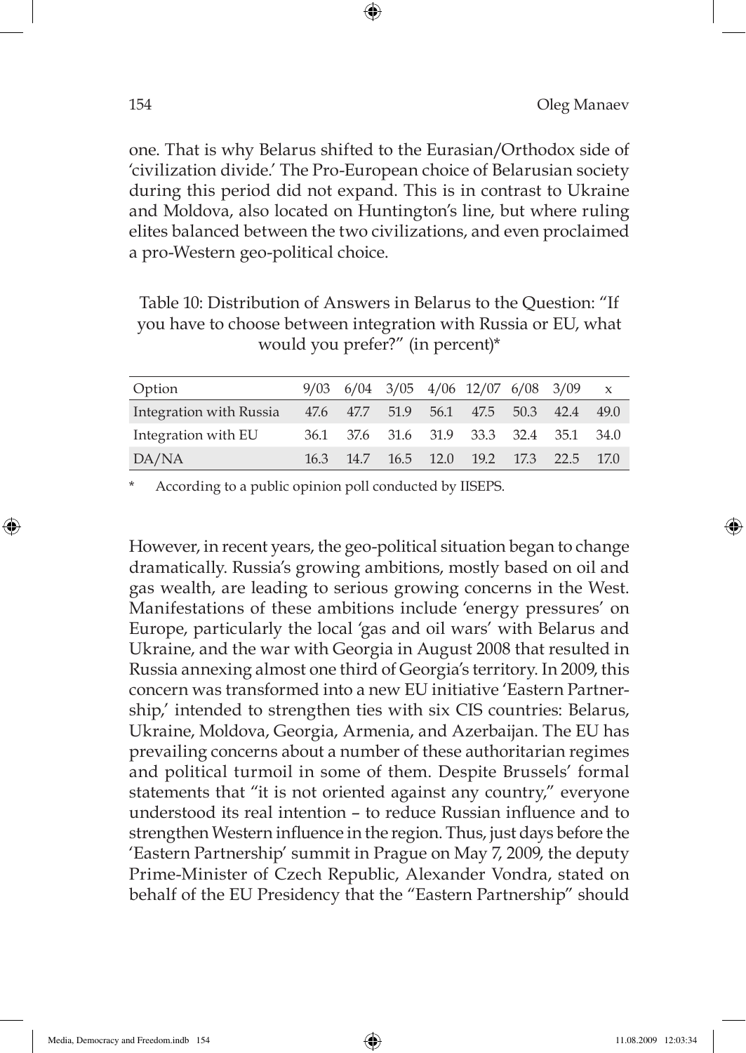one. That is why Belarus shifted to the Eurasian/Orthodox side of 'civilization divide.' The Pro-European choice of Belarusian society during this period did not expand. This is in contrast to Ukraine and Moldova, also located on Huntington's line, but where ruling elites balanced between the two civilizations, and even proclaimed a pro-Western geo-political choice.

Table 10: Distribution of Answers in Belarus to the Question: "If you have to choose between integration with Russia or EU, what would you prefer?" (in percent)*

| Option | 9/03 | 6/04 | 3/05 | 4/06 | 12/07 | 6/08 | 3/09 | x |
|---|---|---|---|---|---|---|---|---|
| Integration with Russia | 47.6 | 47.7 | 51.9 | 56.1 | 47.5 | 50.3 | 42.4 | 49.0 |
| Integration with EU | 36.1 | 37.6 | 31.6 | 31.9 | 33.3 | 32.4 | 35.1 | 34.0 |
| DA/NA | 16.3 | 14.7 | 16.5 | 12.0 | 19.2 | 17.3 | 22.5 | 17.0 |

\* According to a public opinion poll conducted by IISEPS.

However, in recent years, the geo-political situation began to change dramatically. Russia's growing ambitions, mostly based on oil and gas wealth, are leading to serious growing concerns in the West. Manifestations of these ambitions include 'energy pressures' on Europe, particularly the local 'gas and oil wars' with Belarus and Ukraine, and the war with Georgia in August 2008 that resulted in Russia annexing almost one third of Georgia's territory. In 2009, this concern was transformed into a new EU initiative 'Eastern Partnership,' intended to strengthen ties with six CIS countries: Belarus, Ukraine, Moldova, Georgia, Armenia, and Azerbaijan. The EU has prevailing concerns about a number of these authoritarian regimes and political turmoil in some of them. Despite Brussels' formal statements that "it is not oriented against any country," everyone understood its real intention – to reduce Russian influence and to strengthen Western influence in the region. Thus, just days before the 'Eastern Partnership' summit in Prague on May 7, 2009, the deputy Prime-Minister of Czech Republic, Alexander Vondra, stated on behalf of the EU Presidency that the "Eastern Partnership" should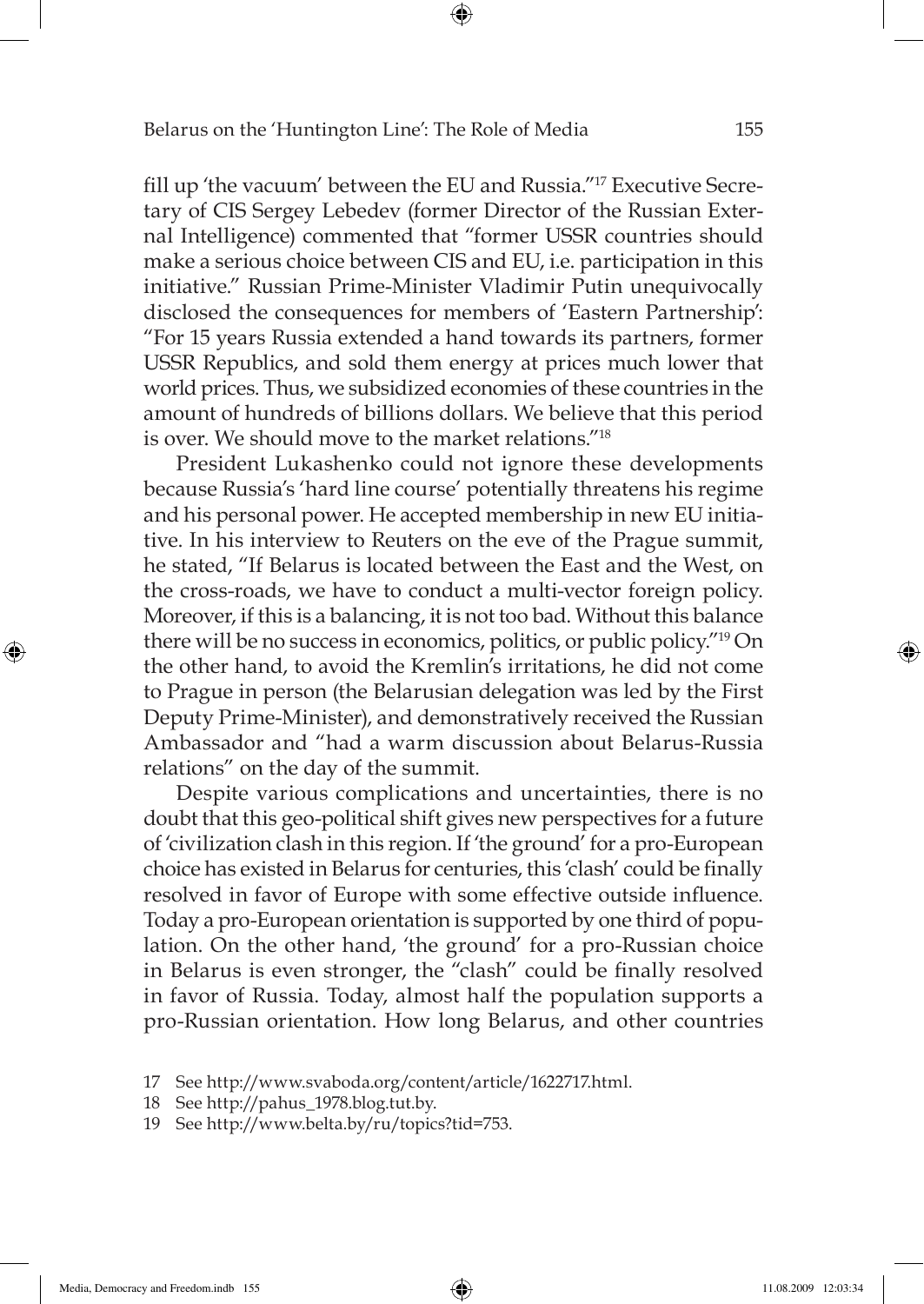fill up 'the vacuum' between the EU and Russia."[17] Executive Secretary of CIS Sergey Lebedev (former Director of the Russian External Intelligence) commented that "former USSR countries should make a serious choice between CIS and EU, i.e. participation in this initiative." Russian Prime-Minister Vladimir Putin unequivocally disclosed the consequences for members of 'Eastern Partnership': "For 15 years Russia extended a hand towards its partners, former USSR Republics, and sold them energy at prices much lower that world prices. Thus, we subsidized economies of these countries in the amount of hundreds of billions dollars. We believe that this period is over. We should move to the market relations."[18]

President Lukashenko could not ignore these developments because Russia's 'hard line course' potentially threatens his regime and his personal power. He accepted membership in new EU initiative. In his interview to Reuters on the eve of the Prague summit, he stated, "If Belarus is located between the East and the West, on the cross-roads, we have to conduct a multi-vector foreign policy. Moreover, if this is a balancing, it is not too bad. Without this balance there will be no success in economics, politics, or public policy."[19] On the other hand, to avoid the Kremlin's irritations, he did not come to Prague in person (the Belarusian delegation was led by the First Deputy Prime-Minister), and demonstratively received the Russian Ambassador and "had a warm discussion about Belarus-Russia relations" on the day of the summit.

Despite various complications and uncertainties, there is no doubt that this geo-political shift gives new perspectives for a future of 'civilization clash in this region. If 'the ground' for a pro-European choice has existed in Belarus for centuries, this 'clash' could be finally resolved in favor of Europe with some effective outside influence. Today a pro-European orientation is supported by one third of population. On the other hand, 'the ground' for a pro-Russian choice in Belarus is even stronger, the "clash" could be finally resolved in favor of Russia. Today, almost half the population supports a pro-Russian orientation. How long Belarus, and other countries

17 See http://www.svaboda.org/content/article/1622717.html.

18 See http://pahus_1978.blog.tut.by.

19 See http://www.belta.by/ru/topics?tid=753.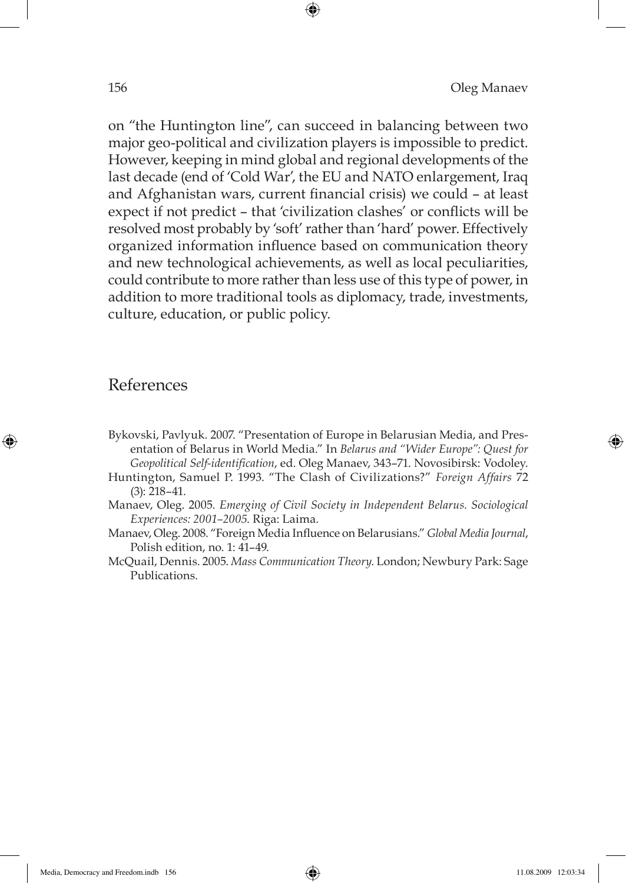on "the Huntington line", can succeed in balancing between two major geo-political and civilization players is impossible to predict. However, keeping in mind global and regional developments of the last decade (end of 'Cold War', the EU and NATO enlargement, Iraq and Afghanistan wars, current financial crisis) we could – at least expect if not predict – that 'civilization clashes' or conflicts will be resolved most probably by 'soft' rather than 'hard' power. Effectively organized information influence based on communication theory and new technological achievements, as well as local peculiarities, could contribute to more rather than less use of this type of power, in addition to more traditional tools as diplomacy, trade, investments, culture, education, or public policy.

## References

Bykovski, Pavlyuk. 2007. "Presentation of Europe in Belarusian Media, and Presentation of Belarus in World Media." In *Belarus and "Wider Europe": Quest for Geopolitical Self-identification*, ed. Oleg Manaev, 343–71. Novosibirsk: Vodoley.

Huntington, Samuel P. 1993. "The Clash of Civilizations?" *Foreign Affairs* 72 (3): 218–41.

Manaev, Oleg. 2005. *Emerging of Civil Society in Independent Belarus. Sociological Experiences: 2001–2005*. Riga: Laima.

Manaev, Oleg. 2008. "Foreign Media Influence on Belarusians." *Global Media Journal*, Polish edition, no. 1: 41–49.

McQuail, Dennis. 2005. *Mass Communication Theory*. London; Newbury Park: Sage Publications.